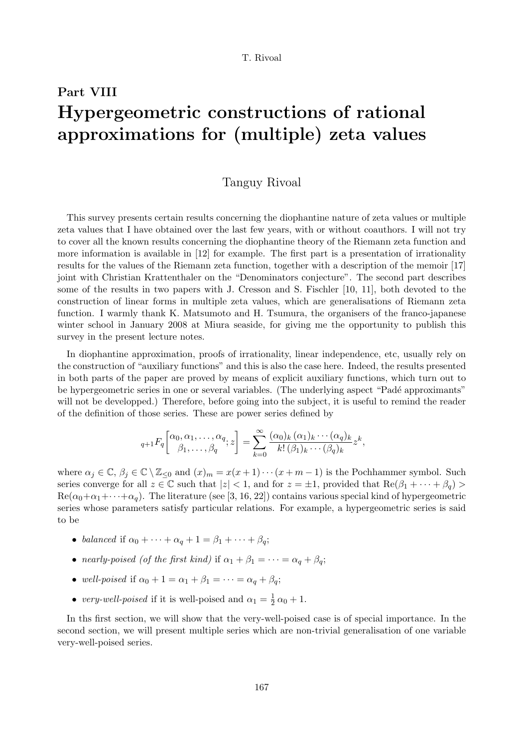## Part VIII

# Hypergeometric constructions of rational approximations for (multiple) zeta values

Tanguy Rivoal

This survey presents certain results concerning the diophantine nature of zeta values or multiple zeta values that I have obtained over the last few years, with or without coauthors. I will not try to cover all the known results concerning the diophantine theory of the Riemann zeta function and more information is available in [12] for example. The first part is a presentation of irrationality results for the values of the Riemann zeta function, together with a description of the memoir [17] joint with Christian Krattenthaler on the "Denominators conjecture". The second part describes some of the results in two papers with J. Cresson and S. Fischler [10, 11], both devoted to the construction of linear forms in multiple zeta values, which are generalisations of Riemann zeta function. I warmly thank K. Matsumoto and H. Tsumura, the organisers of the franco-japanese winter school in January 2008 at Miura seaside, for giving me the opportunity to publish this survey in the present lecture notes.

In diophantine approximation, proofs of irrationality, linear independence, etc, usually rely on the construction of "auxiliary functions" and this is also the case here. Indeed, the results presented in both parts of the paper are proved by means of explicit auxiliary functions, which turn out to be hypergeometric series in one or several variables. (The underlying aspect "Padé approximants" will not be developped.) Therefore, before going into the subject, it is useful to remind the reader of the definition of those series. These are power series defined by

$$
{}_{q+1}F_q\left[\begin{matrix}\alpha_0, \alpha_1, \ldots, \alpha_q \\ \beta_1, \ldots, \beta_q\end{matrix}; z\right] = \sum_{k=0}^{\infty} \frac{(\alpha_0)_k\,(\alpha_1)_k \cdots (\alpha_q)_k}{k!\,(\beta_1)_k \cdots (\beta_q)_k} z^k,
$$

where $\alpha_j \in \mathbb{C}$, $\beta_j \in \mathbb{C} \setminus \mathbb{Z}_{\leq 0}$ and $(x)_m = x(x+1)\cdots(x+m-1)$ is the Pochhammer symbol. Such series converge for all $z \in \mathbb{C}$ such that $|z| < 1$, and for $z = \pm 1$, provided that $\mathrm{Re}(\beta_1 + \cdots + \beta_q) > \mathrm{Re}(\alpha_0 + \alpha_1 + \cdots + \alpha_q)$. The literature (see [3, 16, 22]) contains various special kind of hypergeometric series whose parameters satisfy particular relations. For example, a hypergeometric series is said to be

- *balanced* if $\alpha_0 + \cdots + \alpha_q + 1 = \beta_1 + \cdots + \beta_q$;
- *nearly-poised (of the first kind)* if $\alpha_1 + \beta_1 = \cdots = \alpha_q + \beta_q$;
- *well-poised* if $\alpha_0 + 1 = \alpha_1 + \beta_1 = \cdots = \alpha_q + \beta_q$;
- *very-well-poised* if it is well-poised and $\alpha_1 = \frac{1}{2}\,\alpha_0 + 1$.

In ths first section, we will show that the very-well-poised case is of special importance. In the second section, we will present multiple series which are non-trivial generalisation of one variable very-well-poised series.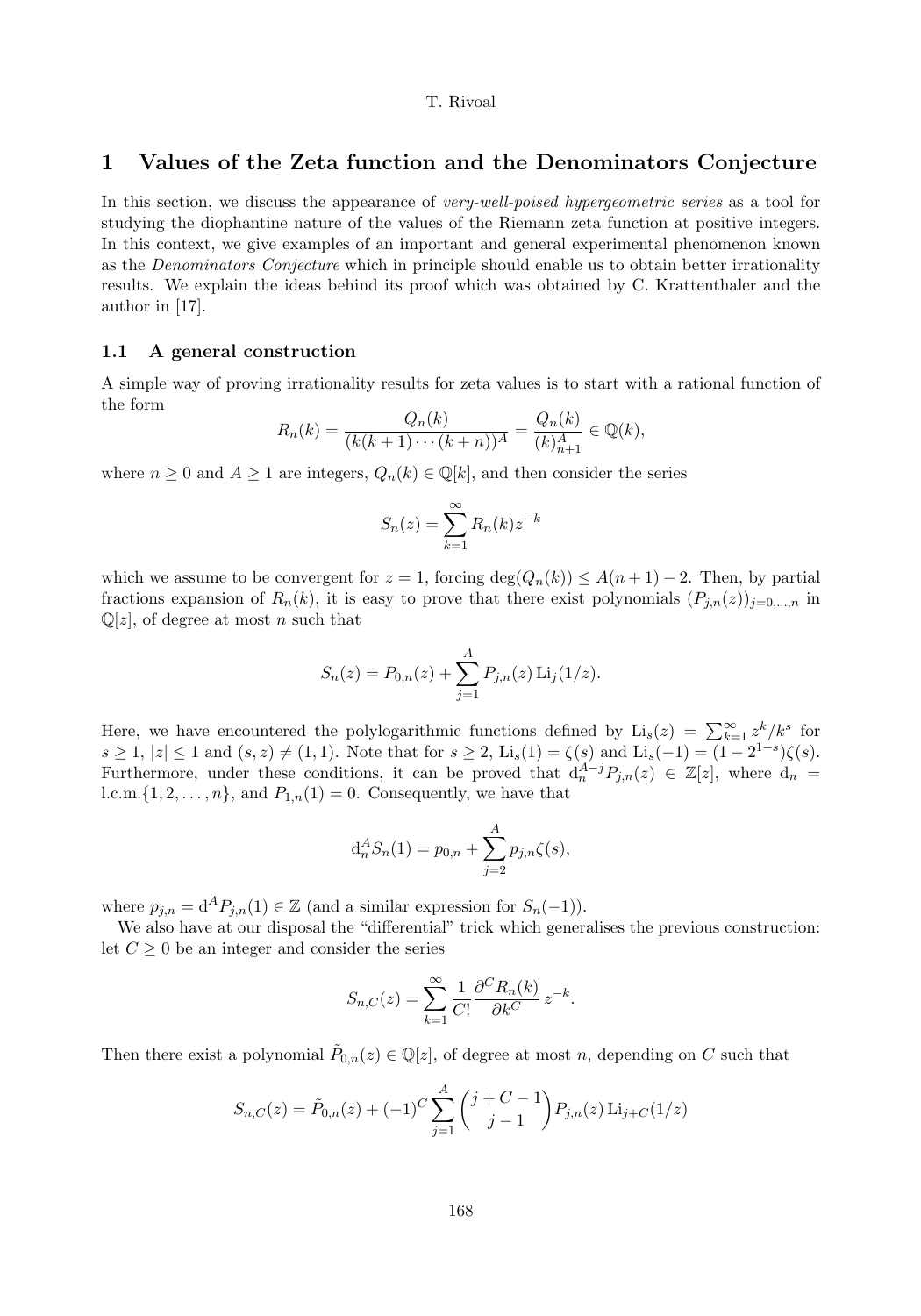# 1 Values of the Zeta function and the Denominators Conjecture

In this section, we discuss the appearance of *very-well-poised hypergeometric series* as a tool for studying the diophantine nature of the values of the Riemann zeta function at positive integers. In this context, we give examples of an important and general experimental phenomenon known as the *Denominators Conjecture* which in principle should enable us to obtain better irrationality results. We explain the ideas behind its proof which was obtained by C. Krattenthaler and the author in [17].

## 1.1 A general construction

A simple way of proving irrationality results for zeta values is to start with a rational function of the form

$$R_n(k) = \frac{Q_n(k)}{(k(k+1)\cdots(k+n))^A} = \frac{Q_n(k)}{(k)_{n+1}^A} \in \mathbb{Q}(k),$$

where $n \geq 0$ and $A \geq 1$ are integers, $Q_n(k) \in \mathbb{Q}[k]$, and then consider the series

$$S_n(z) = \sum_{k=1}^{\infty} R_n(k) z^{-k}$$

which we assume to be convergent for $z = 1$, forcing $\deg(Q_n(k)) \leq A(n+1) - 2$. Then, by partial fractions expansion of $R_n(k)$, it is easy to prove that there exist polynomials $(P_{j,n}(z))_{j=0,\ldots,n}$ in $\mathbb{Q}[z]$, of degree at most $n$ such that

$$S_n(z) = P_{0,n}(z) + \sum_{j=1}^{A} P_{j,n}(z) \operatorname{Li}_j(1/z).$$

Here, we have encountered the polylogarithmic functions defined by $\operatorname{Li}_s(z) = \sum_{k=1}^{\infty} z^k/k^s$ for $s \geq 1$, $|z| \leq 1$ and $(s, z) \neq (1, 1)$. Note that for $s \geq 2$, $\operatorname{Li}_s(1) = \zeta(s)$ and $\operatorname{Li}_s(-1) = (1 - 2^{1-s})\zeta(s)$. Furthermore, under these conditions, it can be proved that $\mathrm{d}_n^{A-j} P_{j,n}(z) \in \mathbb{Z}[z]$, where $\mathrm{d}_n = \text{l.c.m.}\{1, 2, \ldots, n\}$, and $P_{1,n}(1) = 0$. Consequently, we have that

$$\mathrm{d}_n^A S_n(1) = p_{0,n} + \sum_{j=2}^{A} p_{j,n} \zeta(s),$$

where $p_{j,n} = \mathrm{d}^A P_{j,n}(1) \in \mathbb{Z}$ (and a similar expression for $S_n(-1)$).

We also have at our disposal the "differential" trick which generalises the previous construction: let $C \geq 0$ be an integer and consider the series

$$S_{n,C}(z) = \sum_{k=1}^{\infty} \frac{1}{C!} \frac{\partial^C R_n(k)}{\partial k^C} \, z^{-k}.$$

Then there exist a polynomial $\tilde{P}_{0,n}(z) \in \mathbb{Q}[z]$, of degree at most $n$, depending on $C$ such that

$$S_{n,C}(z) = \tilde{P}_{0,n}(z) + (-1)^C \sum_{j=1}^{A} \binom{j+C-1}{j-1} P_{j,n}(z) \operatorname{Li}_{j+C}(1/z)$$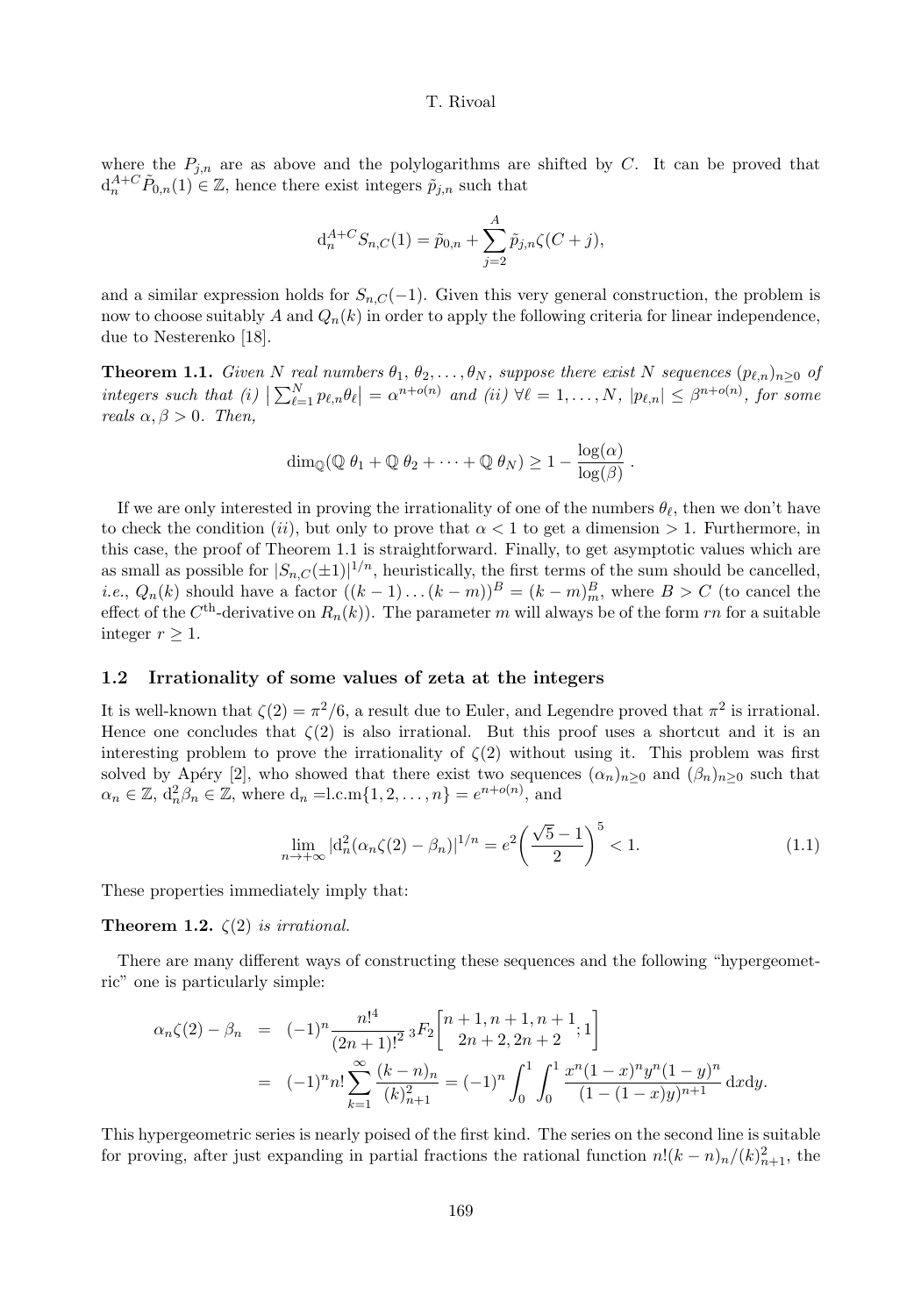where the $P_{j,n}$ are as above and the polylogarithms are shifted by $C$. It can be proved that $\mathrm{d}_n^{A+C}\tilde{P}_{0,n}(1) \in \mathbb{Z}$, hence there exist integers $\tilde{p}_{j,n}$ such that

$$\mathrm{d}_n^{A+C} S_{n,C}(1) = \tilde{p}_{0,n} + \sum_{j=2}^{A} \tilde{p}_{j,n}\zeta(C+j),$$

and a similar expression holds for $S_{n,C}(-1)$. Given this very general construction, the problem is now to choose suitably $A$ and $Q_n(k)$ in order to apply the following criteria for linear independence, due to Nesterenko [18].

**Theorem 1.1.** *Given $N$ real numbers $\theta_1, \theta_2, \dots, \theta_N$, suppose there exist $N$ sequences $(p_{\ell,n})_{n\geq 0}$ of integers such that (i) $\big|\sum_{\ell=1}^{N} p_{\ell,n}\theta_\ell\big| = \alpha^{n+o(n)}$ and (ii) $\forall \ell = 1, \dots, N$, $|p_{\ell,n}| \leq \beta^{n+o(n)}$, for some reals $\alpha, \beta > 0$. Then,*

$$\dim_{\mathbb{Q}}(\mathbb{Q}\,\theta_1 + \mathbb{Q}\,\theta_2 + \cdots + \mathbb{Q}\,\theta_N) \geq 1 - \frac{\log(\alpha)}{\log(\beta)}\,.$$

If we are only interested in proving the irrationality of one of the numbers $\theta_\ell$, then we don't have to check the condition $(ii)$, but only to prove that $\alpha < 1$ to get a dimension $> 1$. Furthermore, in this case, the proof of Theorem 1.1 is straightforward. Finally, to get asymptotic values which are as small as possible for $|S_{n,C}(\pm 1)|^{1/n}$, heuristically, the first terms of the sum should be cancelled, *i.e.*, $Q_n(k)$ should have a factor $((k-1)\dots(k-m))^B = (k-m)_m^B$, where $B > C$ (to cancel the effect of the $C^{\text{th}}$-derivative on $R_n(k)$). The parameter $m$ will always be of the form $rn$ for a suitable integer $r \geq 1$.

## 1.2 Irrationality of some values of zeta at the integers

It is well-known that $\zeta(2) = \pi^2/6$, a result due to Euler, and Legendre proved that $\pi^2$ is irrational. Hence one concludes that $\zeta(2)$ is also irrational. But this proof uses a shortcut and it is an interesting problem to prove the irrationality of $\zeta(2)$ without using it. This problem was first solved by Apéry [2], who showed that there exist two sequences $(\alpha_n)_{n\geq 0}$ and $(\beta_n)_{n\geq 0}$ such that $\alpha_n \in \mathbb{Z}$, $\mathrm{d}_n^2\beta_n \in \mathbb{Z}$, where $\mathrm{d}_n = \mathrm{l.c.m}\{1, 2, \dots, n\} = e^{n+o(n)}$, and

$$\lim_{n\to+\infty} |\mathrm{d}_n^2(\alpha_n\zeta(2) - \beta_n)|^{1/n} = e^2\left(\frac{\sqrt{5}-1}{2}\right)^5 < 1. \tag{1.1}$$

These properties immediately imply that:

**Theorem 1.2.** *$\zeta(2)$ is irrational.*

There are many different ways of constructing these sequences and the following "hypergeometric" one is particularly simple:

$$\begin{aligned}
\alpha_n\zeta(2) - \beta_n &= (-1)^n \frac{n!^4}{(2n+1)!^2}\,{}_3F_2\left[\begin{matrix} n+1, n+1, n+1 \\ 2n+2, 2n+2 \end{matrix}; 1\right] \\
&= (-1)^n n! \sum_{k=1}^{\infty} \frac{(k-n)_n}{(k)_{n+1}^2} = (-1)^n \int_0^1\int_0^1 \frac{x^n(1-x)^n y^n(1-y)^n}{(1-(1-x)y)^{n+1}}\,\mathrm{d}x\mathrm{d}y.
\end{aligned}$$

This hypergeometric series is nearly poised of the first kind. The series on the second line is suitable for proving, after just expanding in partial fractions the rational function $n!(k-n)_n/(k)_{n+1}^2$, the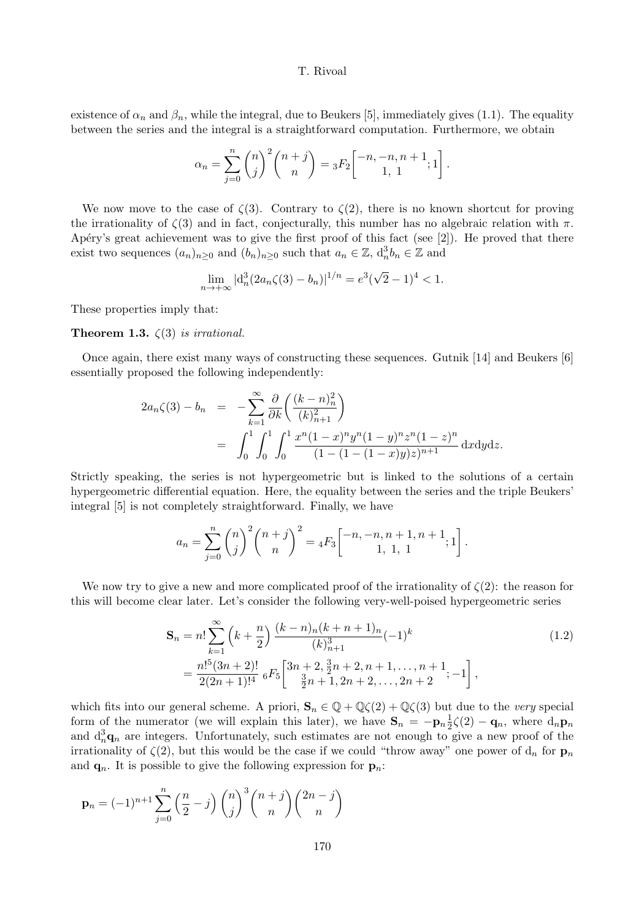existence of $\alpha_n$ and $\beta_n$, while the integral, due to Beukers [5], immediately gives (1.1). The equality between the series and the integral is a straightforward computation. Furthermore, we obtain

$$\alpha_n = \sum_{j=0}^{n} \binom{n}{j}^2 \binom{n+j}{n} = {}_3F_2\left[\begin{matrix}-n, -n, n+1\\ 1,\ 1\end{matrix}; 1\right].$$

We now move to the case of $\zeta(3)$. Contrary to $\zeta(2)$, there is no known shortcut for proving the irrationality of $\zeta(3)$ and in fact, conjecturally, this number has no algebraic relation with $\pi$. Apéry's great achievement was to give the first proof of this fact (see [2]). He proved that there exist two sequences $(a_n)_{n\geq 0}$ and $(b_n)_{n\geq 0}$ such that $a_n \in \mathbb{Z}$, $\mathrm{d}_n^3 b_n \in \mathbb{Z}$ and

$$\lim_{n\to+\infty} |\mathrm{d}_n^3(2a_n\zeta(3) - b_n)|^{1/n} = e^3(\sqrt{2}-1)^4 < 1.$$

These properties imply that:

**Theorem 1.3.** *$\zeta(3)$ is irrational.*

Once again, there exist many ways of constructing these sequences. Gutnik [14] and Beukers [6] essentially proposed the following independently:

$$\begin{aligned}
2a_n\zeta(3) - b_n &= -\sum_{k=1}^{\infty} \frac{\partial}{\partial k}\left(\frac{(k-n)_n^2}{(k)_{n+1}^2}\right) \\
&= \int_0^1\int_0^1\int_0^1 \frac{x^n(1-x)^n y^n(1-y)^n z^n(1-z)^n}{(1-(1-(1-x)y)z)^{n+1}}\,\mathrm{d}x\mathrm{d}y\mathrm{d}z.
\end{aligned}$$

Strictly speaking, the series is not hypergeometric but is linked to the solutions of a certain hypergeometric differential equation. Here, the equality between the series and the triple Beukers' integral [5] is not completely straightforward. Finally, we have

$$a_n = \sum_{j=0}^{n} \binom{n}{j}^2 \binom{n+j}{n}^2 = {}_4F_3\left[\begin{matrix}-n, -n, n+1, n+1\\ 1,\ 1,\ 1\end{matrix}; 1\right].$$

We now try to give a new and more complicated proof of the irrationality of $\zeta(2)$: the reason for this will become clear later. Let's consider the following very-well-poised hypergeometric series

$$\begin{aligned}
\mathbf{S}_n &= n!\sum_{k=1}^{\infty}\left(k+\frac{n}{2}\right)\frac{(k-n)_n(k+n+1)_n}{(k)_{n+1}^3}(-1)^k \qquad (1.2)\\
&= \frac{n!^5(3n+2)!}{2(2n+1)!^4}\,{}_6F_5\left[\begin{matrix}3n+2, \frac{3}{2}n+2, n+1, \ldots, n+1\\ \frac{3}{2}n+1, 2n+2, \ldots, 2n+2\end{matrix}; -1\right],
\end{aligned}$$

which fits into our general scheme. A priori, $\mathbf{S}_n \in \mathbb{Q} + \mathbb{Q}\zeta(2) + \mathbb{Q}\zeta(3)$ but due to the *very* special form of the numerator (we will explain this later), we have $\mathbf{S}_n = -\mathbf{p}_n\frac{1}{2}\zeta(2) - \mathbf{q}_n$, where $\mathrm{d}_n\mathbf{p}_n$ and $\mathrm{d}_n^3\mathbf{q}_n$ are integers. Unfortunately, such estimates are not enough to give a new proof of the irrationality of $\zeta(2)$, but this would be the case if we could "throw away" one power of $\mathrm{d}_n$ for $\mathbf{p}_n$ and $\mathbf{q}_n$. It is possible to give the following expression for $\mathbf{p}_n$:

$$\mathbf{p}_n = (-1)^{n+1}\sum_{j=0}^{n}\left(\frac{n}{2}-j\right)\binom{n}{j}^3\binom{n+j}{n}\binom{2n-j}{n}$$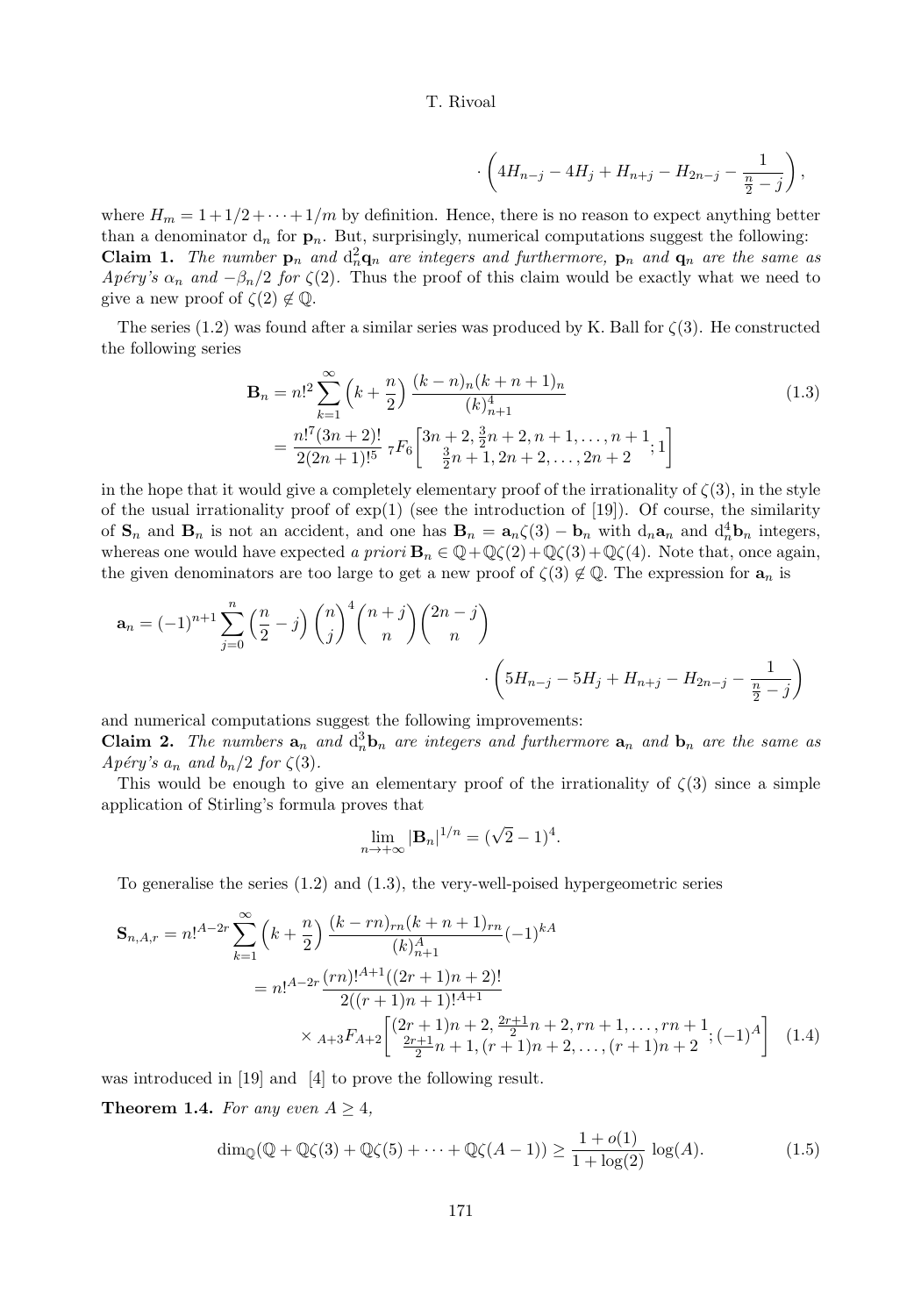$$\cdot \left(4H_{n-j} - 4H_j + H_{n+j} - H_{2n-j} - \frac{1}{\frac{n}{2}-j}\right),$$

where $H_m = 1 + 1/2 + \cdots + 1/m$ by definition. Hence, there is no reason to expect anything better than a denominator $\mathrm{d}_n$ for $\mathbf{p}_n$. But, surprisingly, numerical computations suggest the following:

**Claim 1.** *The number $\mathbf{p}_n$ and $\mathrm{d}_n^2 \mathbf{q}_n$ are integers and furthermore, $\mathbf{p}_n$ and $\mathbf{q}_n$ are the same as Apéry's $\alpha_n$ and $-\beta_n/2$ for $\zeta(2)$. Thus the proof of this claim would be exactly what we need to give a new proof of $\zeta(2) \notin \mathbb{Q}$.*

The series (1.2) was found after a similar series was produced by K. Ball for $\zeta(3)$. He constructed the following series

$$\begin{aligned}
\mathbf{B}_n &= n!^2 \sum_{k=1}^{\infty} \left(k + \frac{n}{2}\right) \frac{(k-n)_n (k+n+1)_n}{(k)_{n+1}^4} \\
&= \frac{n!^7 (3n+2)!}{2(2n+1)!^5} \; {}_7F_6\left[\begin{matrix} 3n+2, \frac{3}{2}n+2, n+1, \ldots, n+1 \\ \frac{3}{2}n+1, 2n+2, \ldots, 2n+2 \end{matrix}; 1\right]
\end{aligned} \tag{1.3}$$

in the hope that it would give a completely elementary proof of the irrationality of $\zeta(3)$, in the style of the usual irrationality proof of $\exp(1)$ (see the introduction of [19]). Of course, the similarity of $\mathbf{S}_n$ and $\mathbf{B}_n$ is not an accident, and one has $\mathbf{B}_n = \mathbf{a}_n \zeta(3) - \mathbf{b}_n$ with $\mathrm{d}_n \mathbf{a}_n$ and $\mathrm{d}_n^4 \mathbf{b}_n$ integers, whereas one would have expected *a priori* $\mathbf{B}_n \in \mathbb{Q} + \mathbb{Q}\zeta(2) + \mathbb{Q}\zeta(3) + \mathbb{Q}\zeta(4)$. Note that, once again, the given denominators are too large to get a new proof of $\zeta(3) \notin \mathbb{Q}$. The expression for $\mathbf{a}_n$ is

$$\mathbf{a}_n = (-1)^{n+1} \sum_{j=0}^{n} \left(\frac{n}{2} - j\right) \binom{n}{j}^4 \binom{n+j}{n} \binom{2n-j}{n} \cdot \left(5H_{n-j} - 5H_j + H_{n+j} - H_{2n-j} - \frac{1}{\frac{n}{2}-j}\right)$$

and numerical computations suggest the following improvements:

**Claim 2.** *The numbers $\mathbf{a}_n$ and $\mathrm{d}_n^3 \mathbf{b}_n$ are integers and furthermore $\mathbf{a}_n$ and $\mathbf{b}_n$ are the same as Apéry's $a_n$ and $b_n/2$ for $\zeta(3)$.*

This would be enough to give an elementary proof of the irrationality of $\zeta(3)$ since a simple application of Stirling's formula proves that

$$\lim_{n \to +\infty} |\mathbf{B}_n|^{1/n} = (\sqrt{2} - 1)^4.$$

To generalise the series (1.2) and (1.3), the very-well-poised hypergeometric series

$$\begin{aligned}
\mathbf{S}_{n,A,r} &= n!^{A-2r} \sum_{k=1}^{\infty} \left(k + \frac{n}{2}\right) \frac{(k-rn)_{rn}(k+n+1)_{rn}}{(k)_{n+1}^A} (-1)^{kA} \\
&= n!^{A-2r} \frac{(rn)!^{A+1}((2r+1)n+2)!}{2((r+1)n+1)!^{A+1}} \\
&\quad \times {}_{A+3}F_{A+2}\left[\begin{matrix} (2r+1)n+2, \frac{2r+1}{2}n+2, rn+1, \ldots, rn+1 \\ \frac{2r+1}{2}n+1, (r+1)n+2, \ldots, (r+1)n+2 \end{matrix}; (-1)^A\right]
\end{aligned} \tag{1.4}$$

was introduced in [19] and [4] to prove the following result.

**Theorem 1.4.** *For any even $A \geq 4$,*

$$\dim_{\mathbb{Q}}(\mathbb{Q} + \mathbb{Q}\zeta(3) + \mathbb{Q}\zeta(5) + \cdots + \mathbb{Q}\zeta(A-1)) \geq \frac{1+o(1)}{1+\log(2)} \log(A). \tag{1.5}$$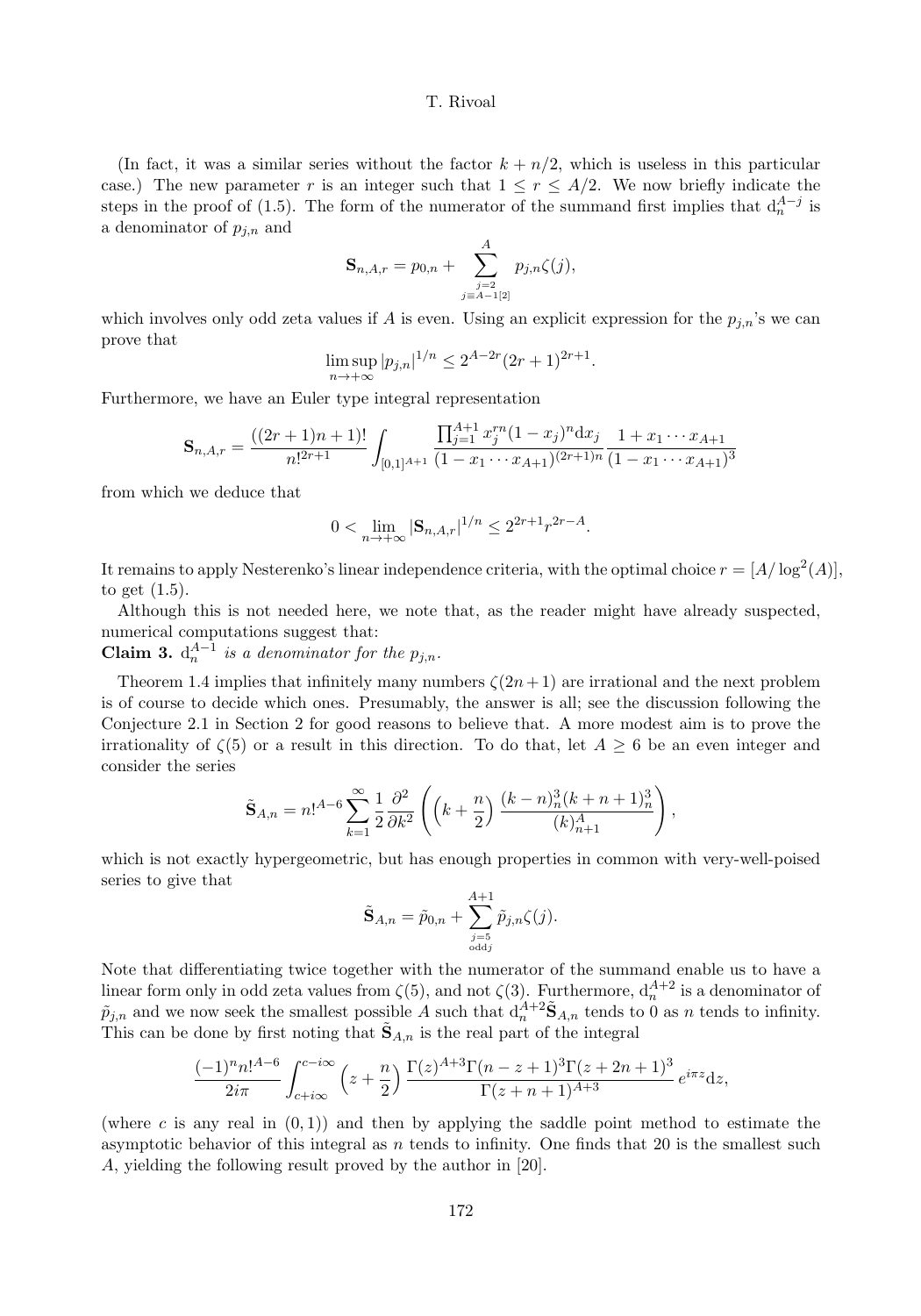(In fact, it was a similar series without the factor $k + n/2$, which is useless in this particular case.) The new parameter $r$ is an integer such that $1 \le r \le A/2$. We now briefly indicate the steps in the proof of (1.5). The form of the numerator of the summand first implies that $\mathrm{d}_n^{A-j}$ is a denominator of $p_{j,n}$ and

$$\mathbf{S}_{n,A,r} = p_{0,n} + \sum_{\substack{j=2 \\ j \equiv A-1[2]}}^{A} p_{j,n}\zeta(j),$$

which involves only odd zeta values if $A$ is even. Using an explicit expression for the $p_{j,n}$'s we can prove that

$$\limsup_{n\to+\infty} |p_{j,n}|^{1/n} \le 2^{A-2r}(2r+1)^{2r+1}.$$

Furthermore, we have an Euler type integral representation

$$\mathbf{S}_{n,A,r} = \frac{((2r+1)n+1)!}{n!^{2r+1}} \int_{[0,1]^{A+1}} \frac{\prod_{j=1}^{A+1} x_j^{rn}(1-x_j)^n \mathrm{d}x_j}{(1-x_1\cdots x_{A+1})^{(2r+1)n}} \frac{1+x_1\cdots x_{A+1}}{(1-x_1\cdots x_{A+1})^3}$$

from which we deduce that

$$0 < \lim_{n\to+\infty} |\mathbf{S}_{n,A,r}|^{1/n} \le 2^{2r+1} r^{2r-A}.$$

It remains to apply Nesterenko's linear independence criteria, with the optimal choice $r = [A/\log^2(A)]$, to get (1.5).

Although this is not needed here, we note that, as the reader might have already suspected, numerical computations suggest that:

**Claim 3.** *$\mathrm{d}_n^{A-1}$ is a denominator for the $p_{j,n}$.*

Theorem 1.4 implies that infinitely many numbers $\zeta(2n+1)$ are irrational and the next problem is of course to decide which ones. Presumably, the answer is all; see the discussion following the Conjecture 2.1 in Section 2 for good reasons to believe that. A more modest aim is to prove the irrationality of $\zeta(5)$ or a result in this direction. To do that, let $A \ge 6$ be an even integer and consider the series

$$\tilde{\mathbf{S}}_{A,n} = n!^{A-6} \sum_{k=1}^{\infty} \frac{1}{2}\frac{\partial^2}{\partial k^2}\left( \left(k + \frac{n}{2}\right) \frac{(k-n)_n^3 (k+n+1)_n^3}{(k)_{n+1}^A} \right),$$

which is not exactly hypergeometric, but has enough properties in common with very-well-poised series to give that

$$\tilde{\mathbf{S}}_{A,n} = \tilde{p}_{0,n} + \sum_{\substack{j=5 \\ \text{odd} j}}^{A+1} \tilde{p}_{j,n}\zeta(j).$$

Note that differentiating twice together with the numerator of the summand enable us to have a linear form only in odd zeta values from $\zeta(5)$, and not $\zeta(3)$. Furthermore, $\mathrm{d}_n^{A+2}$ is a denominator of $\tilde{p}_{j,n}$ and we now seek the smallest possible $A$ such that $\mathrm{d}_n^{A+2}\tilde{\mathbf{S}}_{A,n}$ tends to 0 as $n$ tends to infinity. This can be done by first noting that $\tilde{\mathbf{S}}_{A,n}$ is the real part of the integral

$$\frac{(-1)^n n!^{A-6}}{2i\pi} \int_{c+i\infty}^{c-i\infty} \left(z + \frac{n}{2}\right) \frac{\Gamma(z)^{A+3}\Gamma(n-z+1)^3\Gamma(z+2n+1)^3}{\Gamma(z+n+1)^{A+3}} e^{i\pi z}\mathrm{d}z,$$

(where $c$ is any real in $(0,1)$) and then by applying the saddle point method to estimate the asymptotic behavior of this integral as $n$ tends to infinity. One finds that 20 is the smallest such $A$, yielding the following result proved by the author in [20].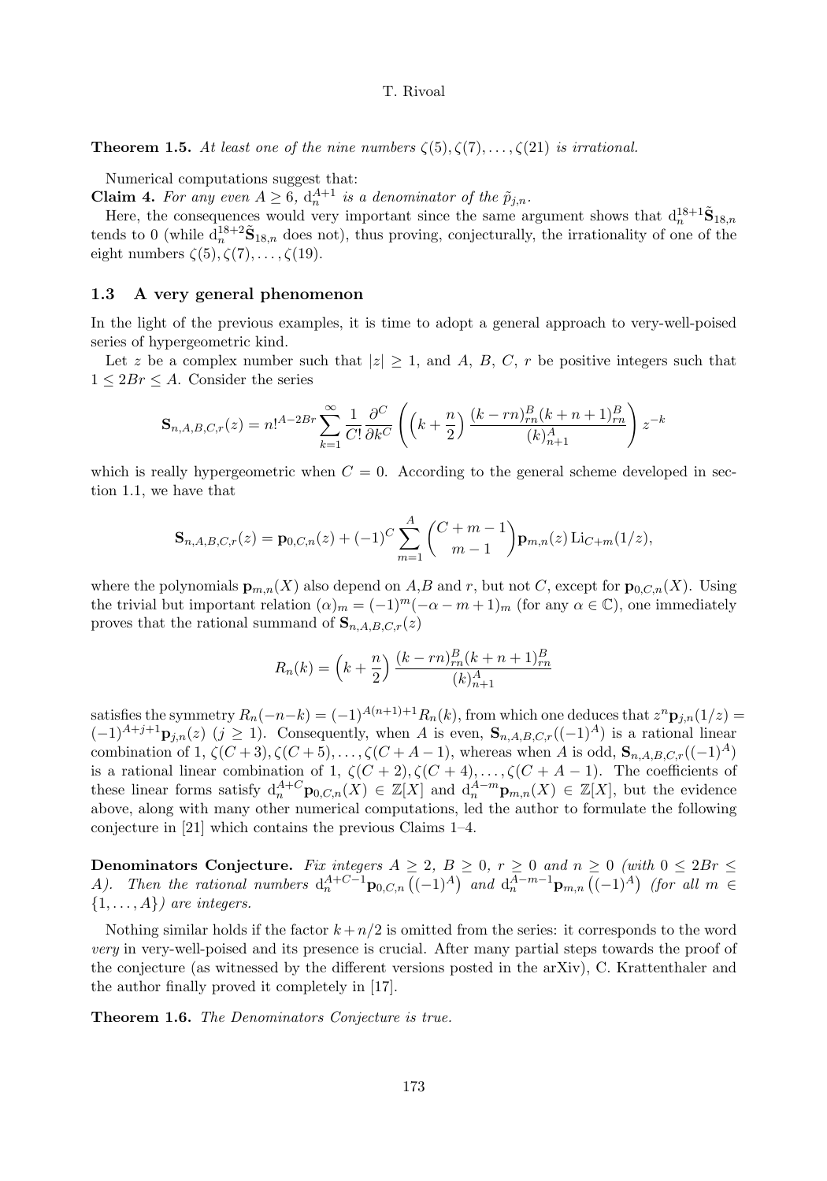**Theorem 1.5.** *At least one of the nine numbers $\zeta(5), \zeta(7), \ldots, \zeta(21)$ is irrational.*

Numerical computations suggest that:

**Claim 4.** *For any even $A \geq 6$, $\mathrm{d}_n^{A+1}$ is a denominator of the $\tilde{p}_{j,n}$.*

Here, the consequences would very important since the same argument shows that $\mathrm{d}_n^{18+1}\tilde{\mathbf{S}}_{18,n}$ tends to 0 (while $\mathrm{d}_n^{18+2}\tilde{\mathbf{S}}_{18,n}$ does not), thus proving, conjecturally, the irrationality of one of the eight numbers $\zeta(5), \zeta(7), \ldots, \zeta(19)$.

### 1.3 A very general phenomenon

In the light of the previous examples, it is time to adopt a general approach to very-well-poised series of hypergeometric kind.

Let $z$ be a complex number such that $|z| \geq 1$, and $A$, $B$, $C$, $r$ be positive integers such that $1 \leq 2Br \leq A$. Consider the series

$$\mathbf{S}_{n,A,B,C,r}(z) = n!^{A-2Br} \sum_{k=1}^{\infty} \frac{1}{C!} \frac{\partial^C}{\partial k^C} \left( \left(k + \frac{n}{2}\right) \frac{(k-rn)_{rn}^B (k+n+1)_{rn}^B}{(k)_{n+1}^A} \right) z^{-k}$$

which is really hypergeometric when $C = 0$. According to the general scheme developed in section 1.1, we have that

$$\mathbf{S}_{n,A,B,C,r}(z) = \mathbf{p}_{0,C,n}(z) + (-1)^C \sum_{m=1}^{A} \binom{C+m-1}{m-1} \mathbf{p}_{m,n}(z) \operatorname{Li}_{C+m}(1/z),$$

where the polynomials $\mathbf{p}_{m,n}(X)$ also depend on $A$,$B$ and $r$, but not $C$, except for $\mathbf{p}_{0,C,n}(X)$. Using the trivial but important relation $(\alpha)_m = (-1)^m(-\alpha - m + 1)_m$ (for any $\alpha \in \mathbb{C}$), one immediately proves that the rational summand of $\mathbf{S}_{n,A,B,C,r}(z)$

$$R_n(k) = \left(k + \frac{n}{2}\right) \frac{(k-rn)_{rn}^B (k+n+1)_{rn}^B}{(k)_{n+1}^A}$$

satisfies the symmetry $R_n(-n-k) = (-1)^{A(n+1)+1} R_n(k)$, from which one deduces that $z^n \mathbf{p}_{j,n}(1/z) = (-1)^{A+j+1}\mathbf{p}_{j,n}(z)$ ($j \geq 1$). Consequently, when $A$ is even, $\mathbf{S}_{n,A,B,C,r}((-1)^A)$ is a rational linear combination of $1, \zeta(C+3), \zeta(C+5), \ldots, \zeta(C+A-1)$, whereas when $A$ is odd, $\mathbf{S}_{n,A,B,C,r}((-1)^A)$ is a rational linear combination of $1, \zeta(C+2), \zeta(C+4), \ldots, \zeta(C+A-1)$. The coefficients of these linear forms satisfy $\mathrm{d}_n^{A+C}\mathbf{p}_{0,C,n}(X) \in \mathbb{Z}[X]$ and $\mathrm{d}_n^{A-m}\mathbf{p}_{m,n}(X) \in \mathbb{Z}[X]$, but the evidence above, along with many other numerical computations, led the author to formulate the following conjecture in [21] which contains the previous Claims 1–4.

**Denominators Conjecture.** *Fix integers $A \geq 2$, $B \geq 0$, $r \geq 0$ and $n \geq 0$ (with $0 \leq 2Br \leq A$). Then the rational numbers $\mathrm{d}_n^{A+C-1}\mathbf{p}_{0,C,n}\left((-1)^A\right)$ and $\mathrm{d}_n^{A-m-1}\mathbf{p}_{m,n}\left((-1)^A\right)$ (for all $m \in \{1, \ldots, A\}$) are integers.*

Nothing similar holds if the factor $k + n/2$ is omitted from the series: it corresponds to the word *very* in very-well-poised and its presence is crucial. After many partial steps towards the proof of the conjecture (as witnessed by the different versions posted in the arXiv), C. Krattenthaler and the author finally proved it completely in [17].

**Theorem 1.6.** *The Denominators Conjecture is true.*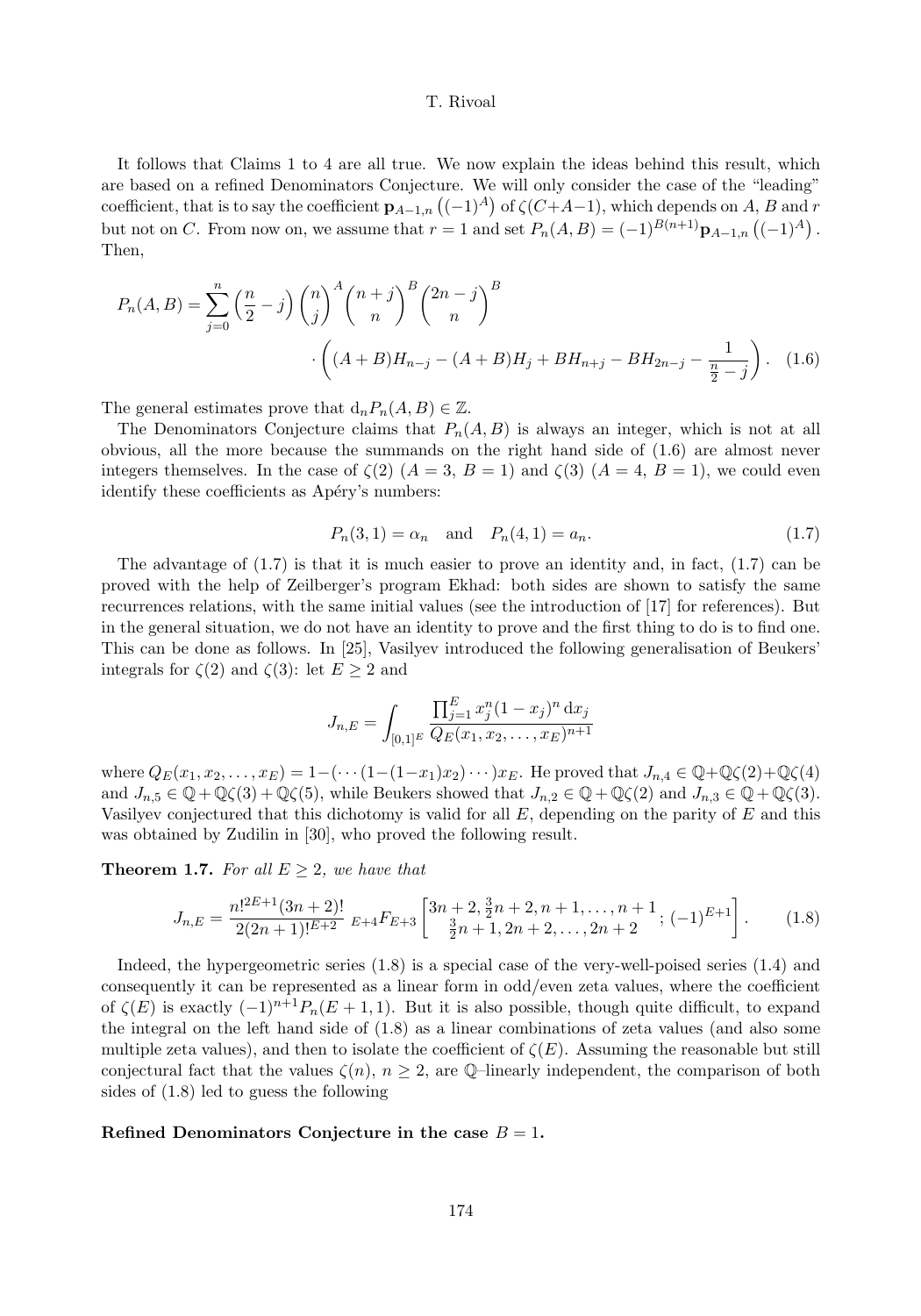It follows that Claims 1 to 4 are all true. We now explain the ideas behind this result, which are based on a refined Denominators Conjecture. We will only consider the case of the "leading" coefficient, that is to say the coefficient $\mathbf{p}_{A-1,n}\left((-1)^A\right)$ of $\zeta(C+A-1)$, which depends on $A$, $B$ and $r$ but not on $C$. From now on, we assume that $r=1$ and set $P_n(A,B) = (-1)^{B(n+1)}\mathbf{p}_{A-1,n}\left((-1)^A\right)$. Then,

$$P_n(A,B) = \sum_{j=0}^{n} \Big(\frac{n}{2}-j\Big)\binom{n}{j}^A \binom{n+j}{n}^B \binom{2n-j}{n}^B \cdot \bigg((A+B)H_{n-j} - (A+B)H_j + BH_{n+j} - BH_{2n-j} - \frac{1}{\frac{n}{2}-j}\bigg). \quad (1.6)$$

The general estimates prove that $\mathrm{d}_n P_n(A,B) \in \mathbb{Z}$.

The Denominators Conjecture claims that $P_n(A,B)$ is always an integer, which is not at all obvious, all the more because the summands on the right hand side of (1.6) are almost never integers themselves. In the case of $\zeta(2)$ ($A=3$, $B=1$) and $\zeta(3)$ ($A=4$, $B=1$), we could even identify these coefficients as Apéry's numbers:

$$P_n(3,1) = \alpha_n \quad \text{and} \quad P_n(4,1) = a_n. \quad (1.7)$$

The advantage of (1.7) is that it is much easier to prove an identity and, in fact, (1.7) can be proved with the help of Zeilberger's program Ekhad: both sides are shown to satisfy the same recurrences relations, with the same initial values (see the introduction of [17] for references). But in the general situation, we do not have an identity to prove and the first thing to do is to find one. This can be done as follows. In [25], Vasilyev introduced the following generalisation of Beukers' integrals for $\zeta(2)$ and $\zeta(3)$: let $E \geq 2$ and

$$J_{n,E} = \int_{[0,1]^E} \frac{\prod_{j=1}^{E} x_j^n (1-x_j)^n \,\mathrm{d}x_j}{Q_E(x_1, x_2, \ldots, x_E)^{n+1}}$$

where $Q_E(x_1, x_2, \ldots, x_E) = 1 - (\cdots(1-(1-x_1)x_2)\cdots)x_E$. He proved that $J_{n,4} \in \mathbb{Q}+\mathbb{Q}\zeta(2)+\mathbb{Q}\zeta(4)$ and $J_{n,5} \in \mathbb{Q}+\mathbb{Q}\zeta(3)+\mathbb{Q}\zeta(5)$, while Beukers showed that $J_{n,2} \in \mathbb{Q}+\mathbb{Q}\zeta(2)$ and $J_{n,3} \in \mathbb{Q}+\mathbb{Q}\zeta(3)$. Vasilyev conjectured that this dichotomy is valid for all $E$, depending on the parity of $E$ and this was obtained by Zudilin in [30], who proved the following result.

**Theorem 1.7.** *For all $E \geq 2$, we have that*

$$J_{n,E} = \frac{n!^{2E+1}(3n+2)!}{2(2n+1)!^{E+2}} \; {}_{E+4}F_{E+3}\left[\begin{matrix} 3n+2, \frac{3}{2}n+2, n+1, \ldots, n+1 \\ \frac{3}{2}n+1, 2n+2, \ldots, 2n+2 \end{matrix}; (-1)^{E+1}\right]. \quad (1.8)$$

Indeed, the hypergeometric series (1.8) is a special case of the very-well-poised series (1.4) and consequently it can be represented as a linear form in odd/even zeta values, where the coefficient of $\zeta(E)$ is exactly $(-1)^{n+1}P_n(E+1,1)$. But it is also possible, though quite difficult, to expand the integral on the left hand side of (1.8) as a linear combinations of zeta values (and also some multiple zeta values), and then to isolate the coefficient of $\zeta(E)$. Assuming the reasonable but still conjectural fact that the values $\zeta(n)$, $n \geq 2$, are $\mathbb{Q}$–linearly independent, the comparison of both sides of (1.8) led to guess the following

**Refined Denominators Conjecture in the case $B=1$.**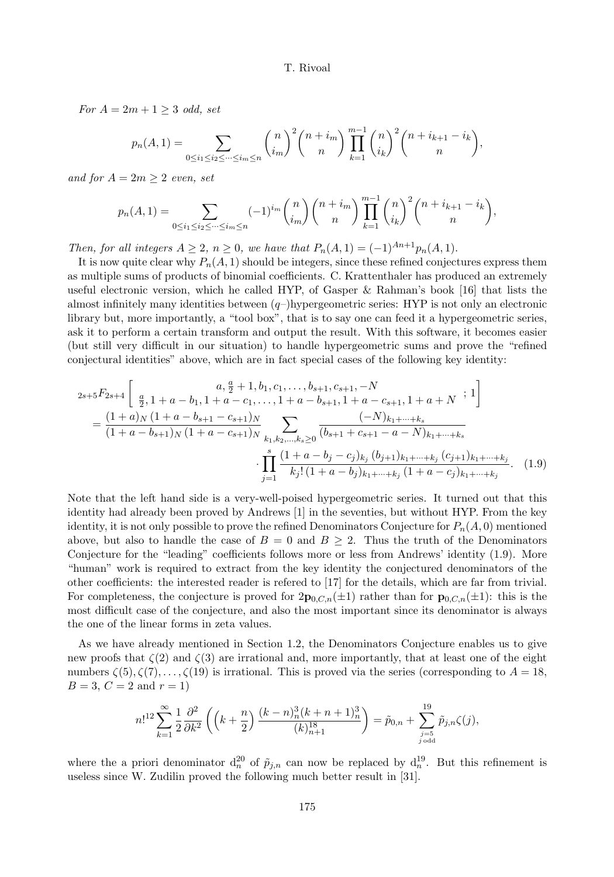*For $A = 2m+1 \geq 3$ odd, set*

$$p_n(A,1) = \sum_{0 \leq i_1 \leq i_2 \leq \cdots \leq i_m \leq n} \binom{n}{i_m}^2 \binom{n+i_m}{n} \prod_{k=1}^{m-1} \binom{n}{i_k}^2 \binom{n+i_{k+1}-i_k}{n},$$

*and for $A = 2m \geq 2$ even, set*

$$p_n(A,1) = \sum_{0 \leq i_1 \leq i_2 \leq \cdots \leq i_m \leq n} (-1)^{i_m} \binom{n}{i_m} \binom{n+i_m}{n} \prod_{k=1}^{m-1} \binom{n}{i_k}^2 \binom{n+i_{k+1}-i_k}{n},$$

*Then, for all integers $A \geq 2$, $n \geq 0$, we have that $P_n(A,1) = (-1)^{An+1} p_n(A,1)$.*

It is now quite clear why $P_n(A,1)$ should be integers, since these refined conjectures express them as multiple sums of products of binomial coefficients. C. Krattenthaler has produced an extremely useful electronic version, which he called HYP, of Gasper & Rahman's book [16] that lists the almost infinitely many identities between ($q$–)hypergeometric series: HYP is not only an electronic library but, more importantly, a "tool box", that is to say one can feed it a hypergeometric series, ask it to perform a certain transform and output the result. With this software, it becomes easier (but still very difficult in our situation) to handle hypergeometric sums and prove the "refined conjectural identities" above, which are in fact special cases of the following key identity:

$$\begin{aligned}
&{}_{2s+5}F_{2s+4}\left[\begin{matrix} a, \frac{a}{2}+1, b_1, c_1, \ldots, b_{s+1}, c_{s+1}, -N \\ \frac{a}{2}, 1+a-b_1, 1+a-c_1, \ldots, 1+a-b_{s+1}, 1+a-c_{s+1}, 1+a+N \end{matrix} ; 1\right] \\
&= \frac{(1+a)_N \, (1+a-b_{s+1}-c_{s+1})_N}{(1+a-b_{s+1})_N \, (1+a-c_{s+1})_N} \sum_{k_1, k_2, \ldots, k_s \geq 0} \frac{(-N)_{k_1+\cdots+k_s}}{(b_{s+1}+c_{s+1}-a-N)_{k_1+\cdots+k_s}} \\
&\qquad \cdot \prod_{j=1}^{s} \frac{(1+a-b_j-c_j)_{k_j} \, (b_{j+1})_{k_1+\cdots+k_j} \, (c_{j+1})_{k_1+\cdots+k_j}}{k_j! \, (1+a-b_j)_{k_1+\cdots+k_j} \, (1+a-c_j)_{k_1+\cdots+k_j}}. \quad (1.9)
\end{aligned}$$

Note that the left hand side is a very-well-poised hypergeometric series. It turned out that this identity had already been proved by Andrews [1] in the seventies, but without HYP. From the key identity, it is not only possible to prove the refined Denominators Conjecture for $P_n(A,0)$ mentioned above, but also to handle the case of $B=0$ and $B \geq 2$. Thus the truth of the Denominators Conjecture for the "leading" coefficients follows more or less from Andrews' identity (1.9). More "human" work is required to extract from the key identity the conjectured denominators of the other coefficients: the interested reader is refered to [17] for the details, which are far from trivial. For completeness, the conjecture is proved for $2\mathbf{p}_{0,C,n}(\pm 1)$ rather than for $\mathbf{p}_{0,C,n}(\pm 1)$: this is the most difficult case of the conjecture, and also the most important since its denominator is always the one of the linear forms in zeta values.

As we have already mentioned in Section 1.2, the Denominators Conjecture enables us to give new proofs that $\zeta(2)$ and $\zeta(3)$ are irrational and, more importantly, that at least one of the eight numbers $\zeta(5), \zeta(7), \ldots, \zeta(19)$ is irrational. This is proved via the series (corresponding to $A=18$, $B=3$, $C=2$ and $r=1$)

$$n!^{12} \sum_{k=1}^{\infty} \frac{1}{2} \frac{\partial^2}{\partial k^2} \left( \left(k+\frac{n}{2}\right) \frac{(k-n)_n^3 (k+n+1)_n^3}{(k)_{n+1}^{18}} \right) = \tilde{p}_{0,n} + \sum_{\substack{j=5 \\ j \text{ odd}}}^{19} \tilde{p}_{j,n} \zeta(j),$$

where the a priori denominator $\mathrm{d}_n^{20}$ of $\tilde{p}_{j,n}$ can now be replaced by $\mathrm{d}_n^{19}$. But this refinement is useless since W. Zudilin proved the following much better result in [31].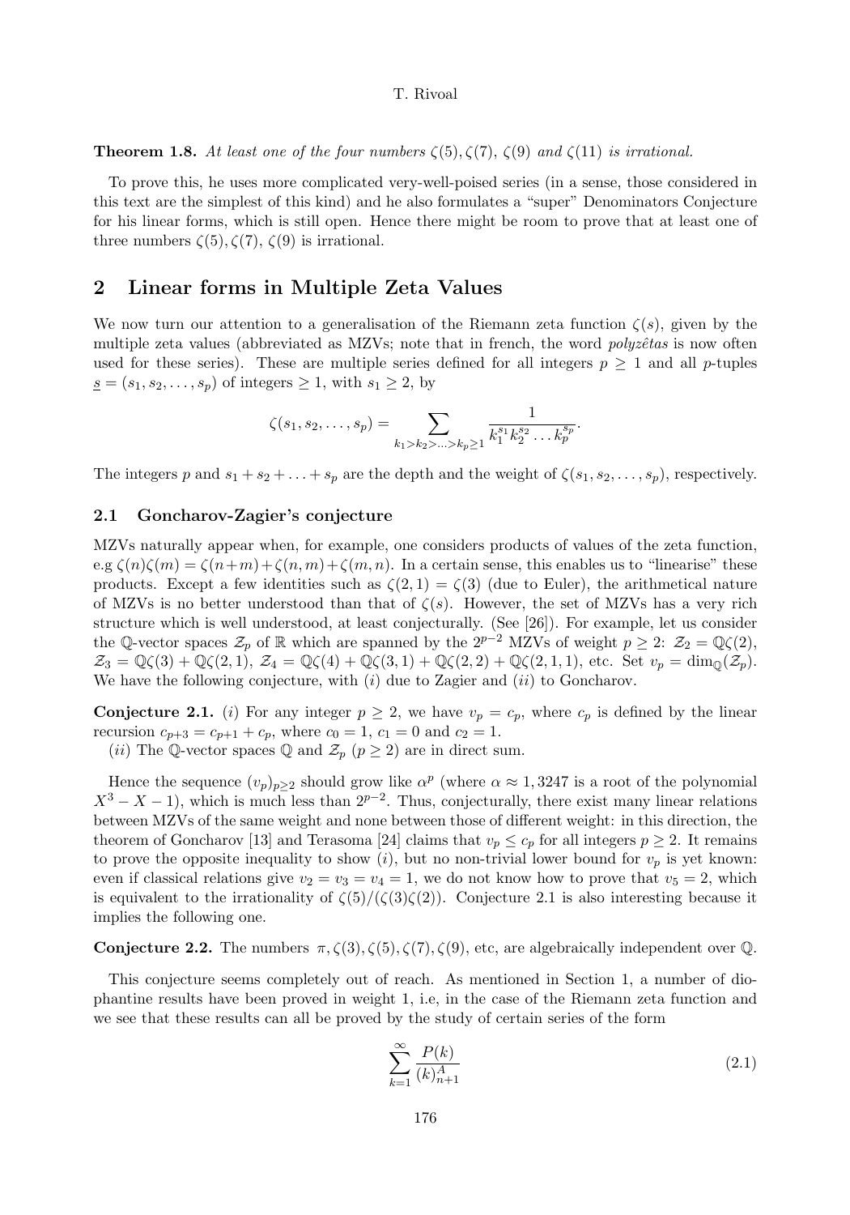**Theorem 1.8.** *At least one of the four numbers $\zeta(5), \zeta(7)$, $\zeta(9)$ and $\zeta(11)$ is irrational.*

To prove this, he uses more complicated very-well-poised series (in a sense, those considered in this text are the simplest of this kind) and he also formulates a "super" Denominators Conjecture for his linear forms, which is still open. Hence there might be room to prove that at least one of three numbers $\zeta(5), \zeta(7), \zeta(9)$ is irrational.

## 2 Linear forms in Multiple Zeta Values

We now turn our attention to a generalisation of the Riemann zeta function $\zeta(s)$, given by the multiple zeta values (abbreviated as MZVs; note that in french, the word *polyzêtas* is now often used for these series). These are multiple series defined for all integers $p \geq 1$ and all $p$-tuples $\underline{s} = (s_1, s_2, \ldots, s_p)$ of integers $\geq 1$, with $s_1 \geq 2$, by

$$\zeta(s_1, s_2, \ldots, s_p) = \sum_{k_1 > k_2 > \ldots > k_p \geq 1} \frac{1}{k_1^{s_1} k_2^{s_2} \ldots k_p^{s_p}}.$$

The integers $p$ and $s_1 + s_2 + \ldots + s_p$ are the depth and the weight of $\zeta(s_1, s_2, \ldots, s_p)$, respectively.

### 2.1 Goncharov-Zagier's conjecture

MZVs naturally appear when, for example, one considers products of values of the zeta function, e.g $\zeta(n)\zeta(m) = \zeta(n+m) + \zeta(n, m) + \zeta(m, n)$. In a certain sense, this enables us to "linearise" these products. Except a few identities such as $\zeta(2, 1) = \zeta(3)$ (due to Euler), the arithmetical nature of MZVs is no better understood than that of $\zeta(s)$. However, the set of MZVs has a very rich structure which is well understood, at least conjecturally. (See [26]). For example, let us consider the $\mathbb{Q}$-vector spaces $\mathcal{Z}_p$ of $\mathbb{R}$ which are spanned by the $2^{p-2}$ MZVs of weight $p \geq 2$: $\mathcal{Z}_2 = \mathbb{Q}\zeta(2)$, $\mathcal{Z}_3 = \mathbb{Q}\zeta(3) + \mathbb{Q}\zeta(2, 1)$, $\mathcal{Z}_4 = \mathbb{Q}\zeta(4) + \mathbb{Q}\zeta(3, 1) + \mathbb{Q}\zeta(2, 2) + \mathbb{Q}\zeta(2, 1, 1)$, etc. Set $v_p = \dim_{\mathbb{Q}}(\mathcal{Z}_p)$. We have the following conjecture, with $(i)$ due to Zagier and $(ii)$ to Goncharov.

**Conjecture 2.1.** $(i)$ For any integer $p \geq 2$, we have $v_p = c_p$, where $c_p$ is defined by the linear recursion $c_{p+3} = c_{p+1} + c_p$, where $c_0 = 1$, $c_1 = 0$ and $c_2 = 1$.

$(ii)$ The $\mathbb{Q}$-vector spaces $\mathbb{Q}$ and $\mathcal{Z}_p$ $(p \geq 2)$ are in direct sum.

Hence the sequence $(v_p)_{p \geq 2}$ should grow like $\alpha^p$ (where $\alpha \approx 1,3247$ is a root of the polynomial $X^3 - X - 1$), which is much less than $2^{p-2}$. Thus, conjecturally, there exist many linear relations between MZVs of the same weight and none between those of different weight: in this direction, the theorem of Goncharov [13] and Terasoma [24] claims that $v_p \leq c_p$ for all integers $p \geq 2$. It remains to prove the opposite inequality to show $(i)$, but no non-trivial lower bound for $v_p$ is yet known: even if classical relations give $v_2 = v_3 = v_4 = 1$, we do not know how to prove that $v_5 = 2$, which is equivalent to the irrationality of $\zeta(5)/(\zeta(3)\zeta(2))$. Conjecture 2.1 is also interesting because it implies the following one.

**Conjecture 2.2.** The numbers $\pi, \zeta(3), \zeta(5), \zeta(7), \zeta(9)$, etc, are algebraically independent over $\mathbb{Q}$.

This conjecture seems completely out of reach. As mentioned in Section 1, a number of diophantine results have been proved in weight 1, i.e, in the case of the Riemann zeta function and we see that these results can all be proved by the study of certain series of the form

$$\sum_{k=1}^{\infty} \frac{P(k)}{(k)_{n+1}^A} \tag{2.1}$$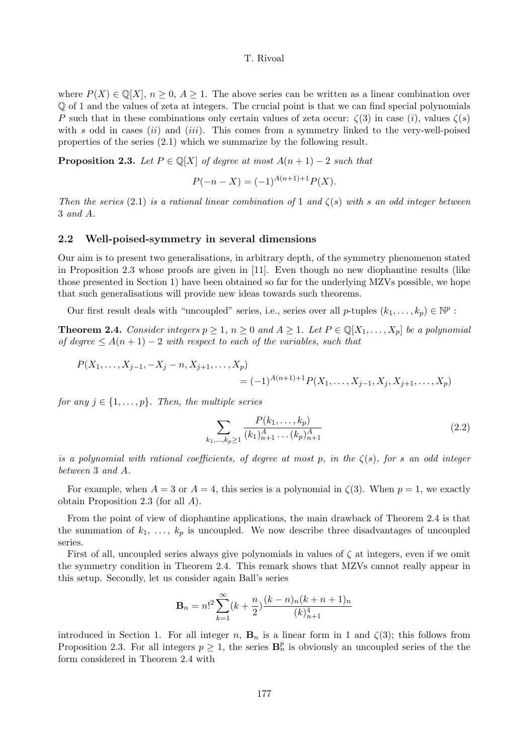where $P(X) \in \mathbb{Q}[X]$, $n \geq 0$, $A \geq 1$. The above series can be written as a linear combination over $\mathbb{Q}$ of 1 and the values of zeta at integers. The crucial point is that we can find special polynomials $P$ such that in these combinations only certain values of zeta occur: $\zeta(3)$ in case $(i)$, values $\zeta(s)$ with $s$ odd in cases $(ii)$ and $(iii)$. This comes from a symmetry linked to the very-well-poised properties of the series (2.1) which we summarize by the following result.

**Proposition 2.3.** *Let $P \in \mathbb{Q}[X]$ of degree at most $A(n+1)-2$ such that*

$$P(-n-X) = (-1)^{A(n+1)+1}P(X).$$

*Then the series* (2.1) *is a rational linear combination of* 1 *and $\zeta(s)$ with $s$ an odd integer between* 3 *and $A$.*

## 2.2 Well-poised-symmetry in several dimensions

Our aim is to present two generalisations, in arbitrary depth, of the symmetry phenomenon stated in Proposition 2.3 whose proofs are given in [11]. Even though no new diophantine results (like those presented in Section 1) have been obtained so far for the underlying MZVs possible, we hope that such generalisations will provide new ideas towards such theorems.

Our first result deals with "uncoupled" series, i.e., series over all $p$-tuples $(k_1, \ldots, k_p) \in \mathbb{N}^p$ :

**Theorem 2.4.** *Consider integers $p \geq 1$, $n \geq 0$ and $A \geq 1$. Let $P \in \mathbb{Q}[X_1, \ldots, X_p]$ be a polynomial of degree $\leq A(n+1)-2$ with respect to each of the variables, such that*

$$P(X_1, \ldots, X_{j-1}, -X_j - n, X_{j+1}, \ldots, X_p) = (-1)^{A(n+1)+1}P(X_1, \ldots, X_{j-1}, X_j, X_{j+1}, \ldots, X_p)$$

*for any $j \in \{1, \ldots, p\}$. Then, the multiple series*

$$\sum_{k_1,\ldots,k_p \geq 1} \frac{P(k_1, \ldots, k_p)}{(k_1)_{n+1}^A \cdots (k_p)_{n+1}^A} \tag{2.2}$$

*is a polynomial with rational coefficients, of degree at most $p$, in the $\zeta(s)$, for $s$ an odd integer between* 3 *and $A$.*

For example, when $A = 3$ or $A = 4$, this series is a polynomial in $\zeta(3)$. When $p = 1$, we exactly obtain Proposition 2.3 (for all $A$).

From the point of view of diophantine applications, the main drawback of Theorem 2.4 is that the summation of $k_1, \ldots, k_p$ is uncoupled. We now describe three disadvantages of uncoupled series.

First of all, uncoupled series always give polynomials in values of $\zeta$ at integers, even if we omit the symmetry condition in Theorem 2.4. This remark shows that MZVs cannot really appear in this setup. Secondly, let us consider again Ball's series

$$\mathbf{B}_n = n!^2 \sum_{k=1}^{\infty} (k + \frac{n}{2}) \frac{(k-n)_n (k+n+1)_n}{(k)_{n+1}^4}$$

introduced in Section 1. For all integer $n$, $\mathbf{B}_n$ is a linear form in 1 and $\zeta(3)$; this follows from Proposition 2.3. For all integers $p \geq 1$, the series $\mathbf{B}_n^p$ is obviously an uncoupled series of the the form considered in Theorem 2.4 with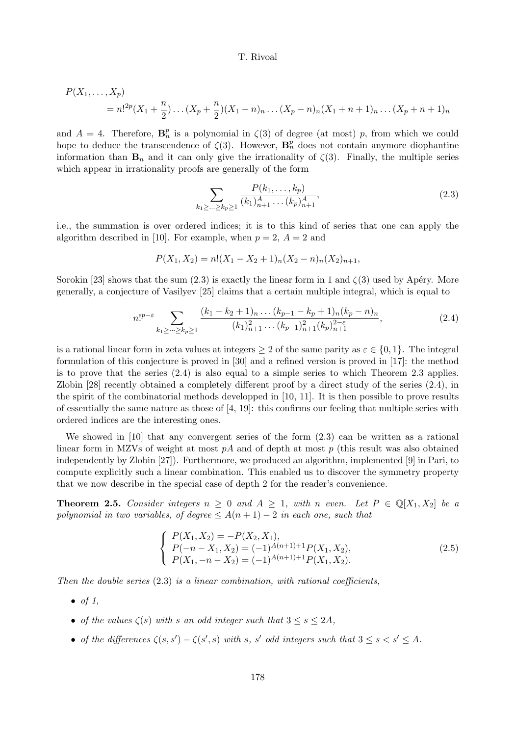$$
\begin{aligned}
P(X_1, \dots, X_p) \\
&= n!^{2p}(X_1 + \frac{n}{2}) \dots (X_p + \frac{n}{2})(X_1 - n)_n \dots (X_p - n)_n (X_1 + n + 1)_n \dots (X_p + n + 1)_n
\end{aligned}
$$

and $A = 4$. Therefore, $\mathbf{B}_n^p$ is a polynomial in $\zeta(3)$ of degree (at most) $p$, from which we could hope to deduce the transcendence of $\zeta(3)$. However, $\mathbf{B}_n^p$ does not contain anymore diophantine information than $\mathbf{B}_n$ and it can only give the irrationality of $\zeta(3)$. Finally, the multiple series which appear in irrationality proofs are generally of the form

$$
\sum_{k_1 \geq \dots \geq k_p \geq 1} \frac{P(k_1, \dots, k_p)}{(k_1)_{n+1}^A \dots (k_p)_{n+1}^A}, \tag{2.3}
$$

i.e., the summation is over ordered indices; it is to this kind of series that one can apply the algorithm described in [10]. For example, when $p = 2$, $A = 2$ and

$$
P(X_1, X_2) = n!(X_1 - X_2 + 1)_n (X_2 - n)_n (X_2)_{n+1},
$$

Sorokin [23] shows that the sum (2.3) is exactly the linear form in 1 and $\zeta(3)$ used by Apéry. More generally, a conjecture of Vasilyev [25] claims that a certain multiple integral, which is equal to

$$
n!^{p-\varepsilon} \sum_{k_1 \geq \dots \geq k_p \geq 1} \frac{(k_1 - k_2 + 1)_n \dots (k_{p-1} - k_p + 1)_n (k_p - n)_n}{(k_1)_{n+1}^2 \dots (k_{p-1})_{n+1}^2 (k_p)_{n+1}^{2-\varepsilon}}, \tag{2.4}
$$

is a rational linear form in zeta values at integers $\geq 2$ of the same parity as $\varepsilon \in \{0, 1\}$. The integral formulation of this conjecture is proved in [30] and a refined version is proved in [17]: the method is to prove that the series (2.4) is also equal to a simple series to which Theorem 2.3 applies. Zlobin [28] recently obtained a completely different proof by a direct study of the series (2.4), in the spirit of the combinatorial methods developped in [10, 11]. It is then possible to prove results of essentially the same nature as those of [4, 19]: this confirms our feeling that multiple series with ordered indices are the interesting ones.

We showed in [10] that any convergent series of the form (2.3) can be written as a rational linear form in MZVs of weight at most $pA$ and of depth at most $p$ (this result was also obtained independently by Zlobin [27]). Furthermore, we produced an algorithm, implemented [9] in Pari, to compute explicitly such a linear combination. This enabled us to discover the symmetry property that we now describe in the special case of depth 2 for the reader's convenience.

**Theorem 2.5.** *Consider integers $n \geq 0$ and $A \geq 1$, with $n$ even. Let $P \in \mathbb{Q}[X_1, X_2]$ be a polynomial in two variables, of degree $\leq A(n+1) - 2$ in each one, such that*

$$
\begin{cases}
P(X_1, X_2) = -P(X_2, X_1), \\
P(-n - X_1, X_2) = (-1)^{A(n+1)+1} P(X_1, X_2), \\
P(X_1, -n - X_2) = (-1)^{A(n+1)+1} P(X_1, X_2).
\end{cases} \tag{2.5}
$$

*Then the double series (2.3) is a linear combination, with rational coefficients,*

- *of 1,*
- *of the values $\zeta(s)$ with $s$ an odd integer such that $3 \leq s \leq 2A$,*
- *of the differences $\zeta(s, s') - \zeta(s', s)$ with $s$, $s'$ odd integers such that $3 \leq s < s' \leq A$.*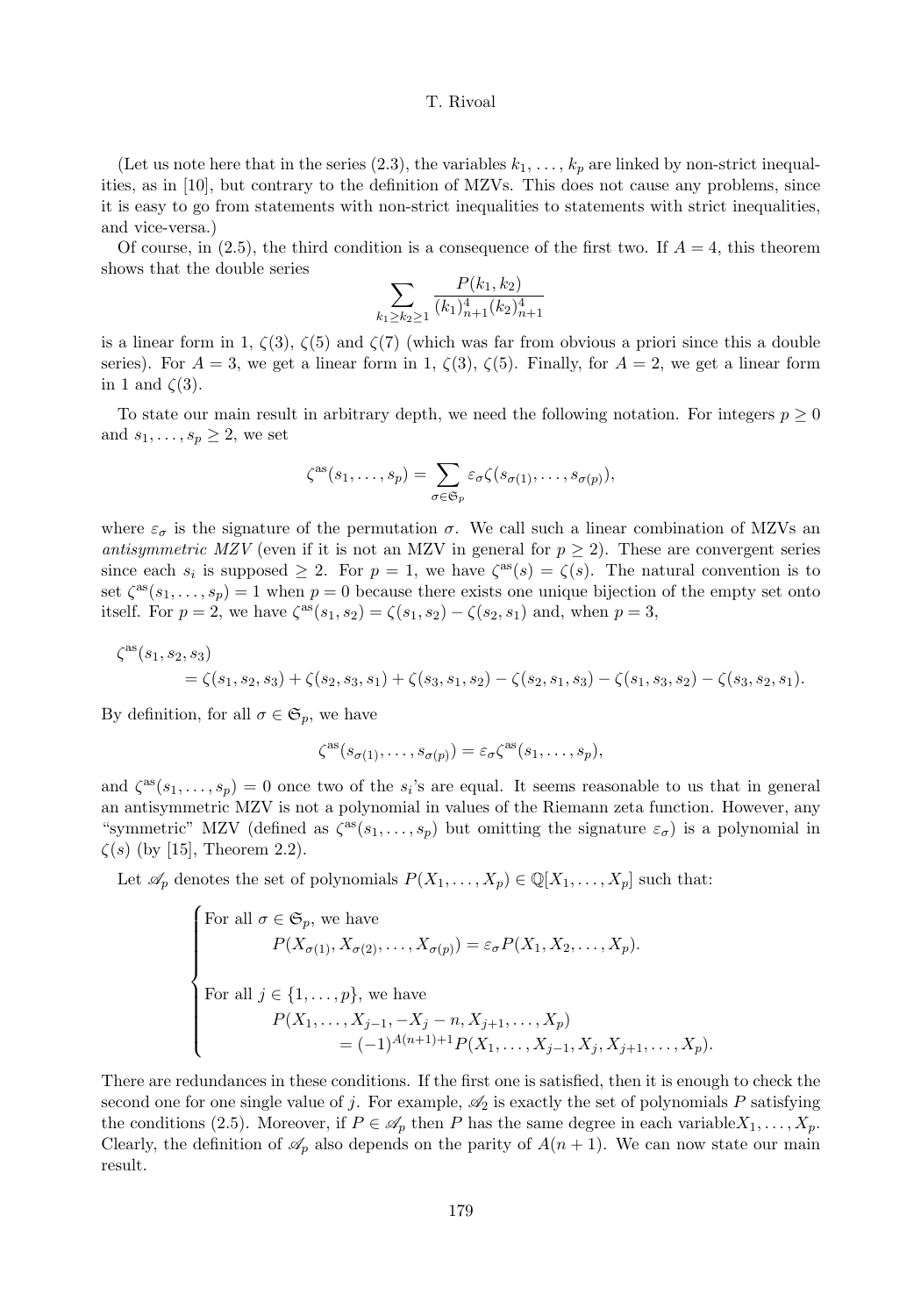(Let us note here that in the series (2.3), the variables $k_1, \ldots, k_p$ are linked by non-strict inequalities, as in [10], but contrary to the definition of MZVs. This does not cause any problems, since it is easy to go from statements with non-strict inequalities to statements with strict inequalities, and vice-versa.)

Of course, in (2.5), the third condition is a consequence of the first two. If $A = 4$, this theorem shows that the double series

$$\sum_{k_1 \geq k_2 \geq 1} \frac{P(k_1, k_2)}{(k_1)_{n+1}^4 (k_2)_{n+1}^4}$$

is a linear form in 1, $\zeta(3)$, $\zeta(5)$ and $\zeta(7)$ (which was far from obvious a priori since this a double series). For $A = 3$, we get a linear form in 1, $\zeta(3)$, $\zeta(5)$. Finally, for $A = 2$, we get a linear form in 1 and $\zeta(3)$.

To state our main result in arbitrary depth, we need the following notation. For integers $p \geq 0$ and $s_1, \ldots, s_p \geq 2$, we set

$$\zeta^{\mathrm{as}}(s_1, \ldots, s_p) = \sum_{\sigma \in \mathfrak{S}_p} \varepsilon_\sigma \zeta(s_{\sigma(1)}, \ldots, s_{\sigma(p)}),$$

where $\varepsilon_\sigma$ is the signature of the permutation $\sigma$. We call such a linear combination of MZVs an *antisymmetric MZV* (even if it is not an MZV in general for $p \geq 2$). These are convergent series since each $s_i$ is supposed $\geq 2$. For $p = 1$, we have $\zeta^{\mathrm{as}}(s) = \zeta(s)$. The natural convention is to set $\zeta^{\mathrm{as}}(s_1, \ldots, s_p) = 1$ when $p = 0$ because there exists one unique bijection of the empty set onto itself. For $p = 2$, we have $\zeta^{\mathrm{as}}(s_1, s_2) = \zeta(s_1, s_2) - \zeta(s_2, s_1)$ and, when $p = 3$,

$$\begin{aligned}\zeta^{\mathrm{as}}&(s_1, s_2, s_3) \\ &= \zeta(s_1, s_2, s_3) + \zeta(s_2, s_3, s_1) + \zeta(s_3, s_1, s_2) - \zeta(s_2, s_1, s_3) - \zeta(s_1, s_3, s_2) - \zeta(s_3, s_2, s_1).\end{aligned}$$

By definition, for all $\sigma \in \mathfrak{S}_p$, we have

$$\zeta^{\mathrm{as}}(s_{\sigma(1)}, \ldots, s_{\sigma(p)}) = \varepsilon_\sigma \zeta^{\mathrm{as}}(s_1, \ldots, s_p),$$

and $\zeta^{\mathrm{as}}(s_1, \ldots, s_p) = 0$ once two of the $s_i$'s are equal. It seems reasonable to us that in general an antisymmetric MZV is not a polynomial in values of the Riemann zeta function. However, any "symmetric" MZV (defined as $\zeta^{\mathrm{as}}(s_1, \ldots, s_p)$ but omitting the signature $\varepsilon_\sigma$) is a polynomial in $\zeta(s)$ (by [15], Theorem 2.2).

Let $\mathscr{A}_p$ denotes the set of polynomials $P(X_1, \ldots, X_p) \in \mathbb{Q}[X_1, \ldots, X_p]$ such that:

$$\begin{cases} \text{For all } \sigma \in \mathfrak{S}_p, \text{ we have} \\ \qquad P(X_{\sigma(1)}, X_{\sigma(2)}, \ldots, X_{\sigma(p)}) = \varepsilon_\sigma P(X_1, X_2, \ldots, X_p). \\ \\ \text{For all } j \in \{1, \ldots, p\}, \text{ we have} \\ \qquad P(X_1, \ldots, X_{j-1}, -X_j - n, X_{j+1}, \ldots, X_p) \\ \qquad\qquad = (-1)^{A(n+1)+1} P(X_1, \ldots, X_{j-1}, X_j, X_{j+1}, \ldots, X_p). \end{cases}$$

There are redundances in these conditions. If the first one is satisfied, then it is enough to check the second one for one single value of $j$. For example, $\mathscr{A}_2$ is exactly the set of polynomials $P$ satisfying the conditions (2.5). Moreover, if $P \in \mathscr{A}_p$ then $P$ has the same degree in each variable$X_1, \ldots, X_p$. Clearly, the definition of $\mathscr{A}_p$ also depends on the parity of $A(n + 1)$. We can now state our main result.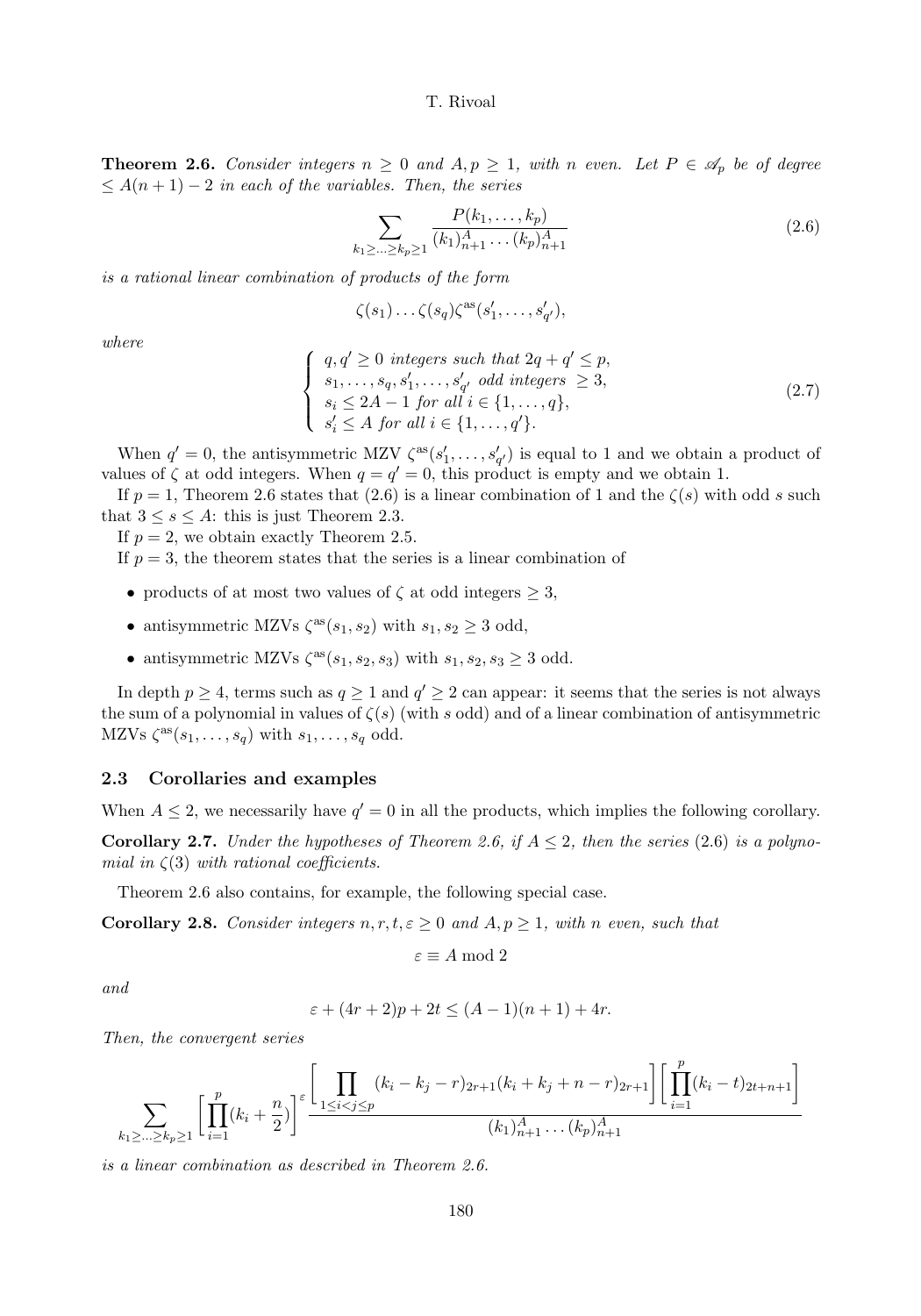**Theorem 2.6.** *Consider integers $n \geq 0$ and $A, p \geq 1$, with $n$ even. Let $P \in \mathscr{A}_p$ be of degree $\leq A(n+1) - 2$ in each of the variables. Then, the series*

$$\sum_{k_1 \geq \ldots \geq k_p \geq 1} \frac{P(k_1, \ldots, k_p)}{(k_1)_{n+1}^A \ldots (k_p)_{n+1}^A} \tag{2.6}$$

*is a rational linear combination of products of the form*

$$\zeta(s_1) \ldots \zeta(s_q) \zeta^{\mathrm{as}}(s'_1, \ldots, s'_{q'}),$$

*where*

$$\begin{cases} q, q' \geq 0 \text{ integers such that } 2q + q' \leq p, \\ s_1, \ldots, s_q, s'_1, \ldots, s'_{q'} \text{ odd integers } \geq 3, \\ s_i \leq 2A - 1 \text{ for all } i \in \{1, \ldots, q\}, \\ s'_i \leq A \text{ for all } i \in \{1, \ldots, q'\}. \end{cases} \tag{2.7}$$

When $q' = 0$, the antisymmetric MZV $\zeta^{\mathrm{as}}(s'_1, \ldots, s'_{q'})$ is equal to 1 and we obtain a product of values of $\zeta$ at odd integers. When $q = q' = 0$, this product is empty and we obtain 1.

If $p = 1$, Theorem 2.6 states that (2.6) is a linear combination of 1 and the $\zeta(s)$ with odd $s$ such that $3 \leq s \leq A$: this is just Theorem 2.3.

If $p = 2$, we obtain exactly Theorem 2.5.

If $p = 3$, the theorem states that the series is a linear combination of

- products of at most two values of $\zeta$ at odd integers $\geq 3$,
- antisymmetric MZVs $\zeta^{\mathrm{as}}(s_1, s_2)$ with $s_1, s_2 \geq 3$ odd,
- antisymmetric MZVs $\zeta^{\mathrm{as}}(s_1, s_2, s_3)$ with $s_1, s_2, s_3 \geq 3$ odd.

In depth $p \geq 4$, terms such as $q \geq 1$ and $q' \geq 2$ can appear: it seems that the series is not always the sum of a polynomial in values of $\zeta(s)$ (with $s$ odd) and of a linear combination of antisymmetric MZVs $\zeta^{\mathrm{as}}(s_1, \ldots, s_q)$ with $s_1, \ldots, s_q$ odd.

## 2.3 Corollaries and examples

When $A \leq 2$, we necessarily have $q' = 0$ in all the products, which implies the following corollary.

**Corollary 2.7.** *Under the hypotheses of Theorem 2.6, if $A \leq 2$, then the series (2.6) is a polynomial in $\zeta(3)$ with rational coefficients.*

Theorem 2.6 also contains, for example, the following special case.

**Corollary 2.8.** *Consider integers $n, r, t, \varepsilon \geq 0$ and $A, p \geq 1$, with $n$ even, such that*

$$\varepsilon \equiv A \bmod 2$$

*and*

$$\varepsilon + (4r+2)p + 2t \leq (A-1)(n+1) + 4r.$$

*Then, the convergent series*

$$\sum_{k_1 \geq \ldots \geq k_p \geq 1} \left[ \prod_{i=1}^{p} (k_i + \frac{n}{2}) \right]^{\varepsilon} \frac{\left[ \prod_{1 \leq i < j \leq p} (k_i - k_j - r)_{2r+1} (k_i + k_j + n - r)_{2r+1} \right] \left[ \prod_{i=1}^{p} (k_i - t)_{2t+n+1} \right]}{(k_1)_{n+1}^A \ldots (k_p)_{n+1}^A}$$

*is a linear combination as described in Theorem 2.6.*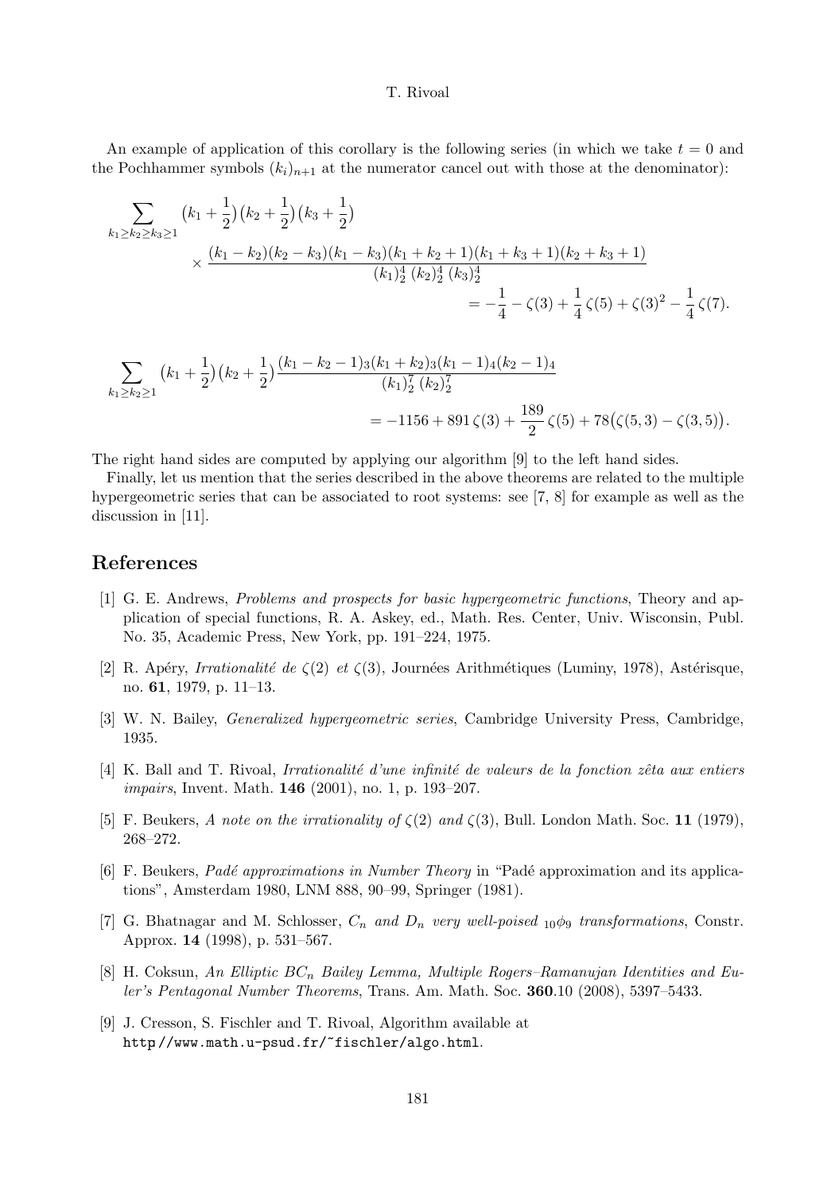An example of application of this corollary is the following series (in which we take $t = 0$ and the Pochhammer symbols $(k_i)_{n+1}$ at the numerator cancel out with those at the denominator):

$$\sum_{k_1 \geq k_2 \geq k_3 \geq 1} \big(k_1 + \frac{1}{2}\big)\big(k_2 + \frac{1}{2}\big)\big(k_3 + \frac{1}{2}\big) \\ \times \frac{(k_1 - k_2)(k_2 - k_3)(k_1 - k_3)(k_1 + k_2 + 1)(k_1 + k_3 + 1)(k_2 + k_3 + 1)}{(k_1)_2^4 \, (k_2)_2^4 \, (k_3)_2^4} \\ = -\frac{1}{4} - \zeta(3) + \frac{1}{4}\,\zeta(5) + \zeta(3)^2 - \frac{1}{4}\,\zeta(7).$$

$$\sum_{k_1 \geq k_2 \geq 1} \big(k_1 + \frac{1}{2}\big)\big(k_2 + \frac{1}{2}\big)\frac{(k_1 - k_2 - 1)_3 (k_1 + k_2)_3 (k_1 - 1)_4 (k_2 - 1)_4}{(k_1)_2^7 \, (k_2)_2^7} \\ = -1156 + 891\,\zeta(3) + \frac{189}{2}\,\zeta(5) + 78\big(\zeta(5,3) - \zeta(3,5)\big).$$

The right hand sides are computed by applying our algorithm [9] to the left hand sides.

Finally, let us mention that the series described in the above theorems are related to the multiple hypergeometric series that can be associated to root systems: see [7, 8] for example as well as the discussion in [11].

## References

[1] G. E. Andrews, *Problems and prospects for basic hypergeometric functions*, Theory and application of special functions, R. A. Askey, ed., Math. Res. Center, Univ. Wisconsin, Publ. No. 35, Academic Press, New York, pp. 191–224, 1975.

[2] R. Apéry, *Irrationalité de $\zeta(2)$ et $\zeta(3)$*, Journées Arithmétiques (Luminy, 1978), Astérisque, no. **61**, 1979, p. 11–13.

[3] W. N. Bailey, *Generalized hypergeometric series*, Cambridge University Press, Cambridge, 1935.

[4] K. Ball and T. Rivoal, *Irrationalité d'une infinité de valeurs de la fonction zêta aux entiers impairs*, Invent. Math. **146** (2001), no. 1, p. 193–207.

[5] F. Beukers, *A note on the irrationality of $\zeta(2)$ and $\zeta(3)$*, Bull. London Math. Soc. **11** (1979), 268–272.

[6] F. Beukers, *Padé approximations in Number Theory* in "Padé approximation and its applications", Amsterdam 1980, LNM 888, 90–99, Springer (1981).

[7] G. Bhatnagar and M. Schlosser, *$C_n$ and $D_n$ very well-poised ${}_{10}\phi_9$ transformations*, Constr. Approx. **14** (1998), p. 531–567.

[8] H. Coksun, *An Elliptic $BC_n$ Bailey Lemma, Multiple Rogers–Ramanujan Identities and Euler's Pentagonal Number Theorems*, Trans. Am. Math. Soc. **360**.10 (2008), 5397–5433.

[9] J. Cresson, S. Fischler and T. Rivoal, Algorithm available at `http//www.math.u-psud.fr/~fischler/algo.html`.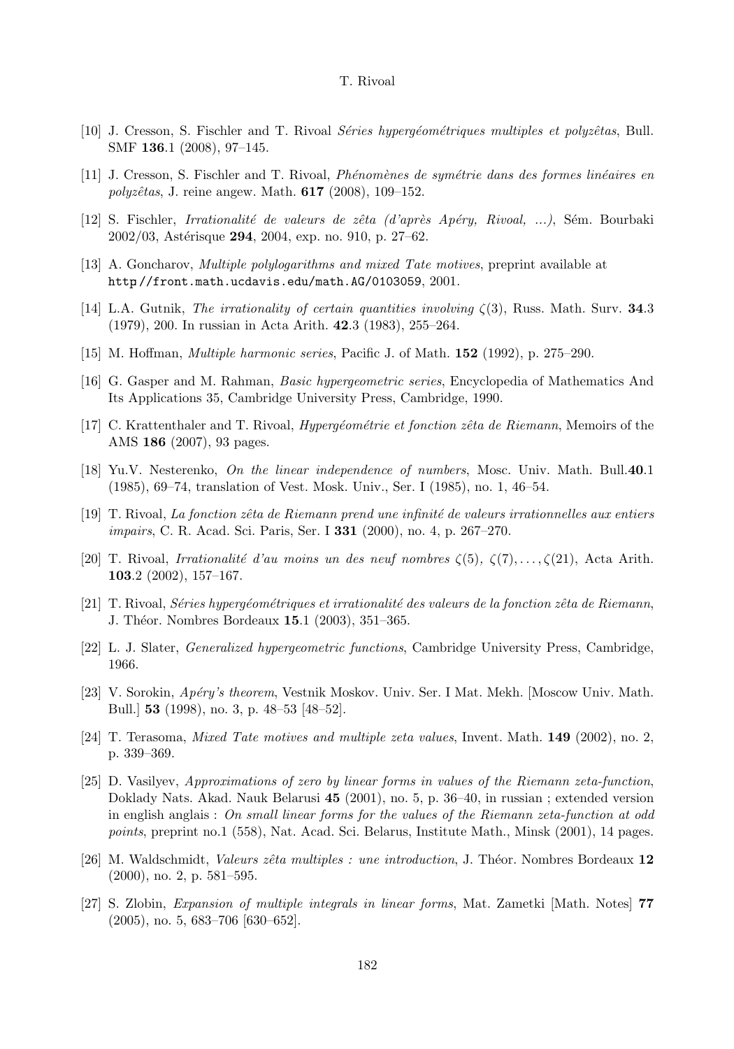[10] J. Cresson, S. Fischler and T. Rivoal *Séries hypergéométriques multiples et polyzêtas*, Bull. SMF **136**.1 (2008), 97–145.

[11] J. Cresson, S. Fischler and T. Rivoal, *Phénomènes de symétrie dans des formes linéaires en polyzêtas*, J. reine angew. Math. **617** (2008), 109–152.

[12] S. Fischler, *Irrationalité de valeurs de zêta (d'après Apéry, Rivoal, ...)*, Sém. Bourbaki 2002/03, Astérisque **294**, 2004, exp. no. 910, p. 27–62.

[13] A. Goncharov, *Multiple polylogarithms and mixed Tate motives*, preprint available at `http//front.math.ucdavis.edu/math.AG/0103059`, 2001.

[14] L.A. Gutnik, *The irrationality of certain quantities involving* $\zeta(3)$, Russ. Math. Surv. **34**.3 (1979), 200. In russian in Acta Arith. **42**.3 (1983), 255–264.

[15] M. Hoffman, *Multiple harmonic series*, Pacific J. of Math. **152** (1992), p. 275–290.

[16] G. Gasper and M. Rahman, *Basic hypergeometric series*, Encyclopedia of Mathematics And Its Applications 35, Cambridge University Press, Cambridge, 1990.

[17] C. Krattenthaler and T. Rivoal, *Hypergéométrie et fonction zêta de Riemann*, Memoirs of the AMS **186** (2007), 93 pages.

[18] Yu.V. Nesterenko, *On the linear independence of numbers*, Mosc. Univ. Math. Bull.**40**.1 (1985), 69–74, translation of Vest. Mosk. Univ., Ser. I (1985), no. 1, 46–54.

[19] T. Rivoal, *La fonction zêta de Riemann prend une infinité de valeurs irrationnelles aux entiers impairs*, C. R. Acad. Sci. Paris, Ser. I **331** (2000), no. 4, p. 267–270.

[20] T. Rivoal, *Irrationalité d'au moins un des neuf nombres* $\zeta(5)$*,* $\zeta(7), \ldots, \zeta(21)$, Acta Arith. **103**.2 (2002), 157–167.

[21] T. Rivoal, *Séries hypergéométriques et irrationalité des valeurs de la fonction zêta de Riemann*, J. Théor. Nombres Bordeaux **15**.1 (2003), 351–365.

[22] L. J. Slater, *Generalized hypergeometric functions*, Cambridge University Press, Cambridge, 1966.

[23] V. Sorokin, *Apéry's theorem*, Vestnik Moskov. Univ. Ser. I Mat. Mekh. [Moscow Univ. Math. Bull.] **53** (1998), no. 3, p. 48–53 [48–52].

[24] T. Terasoma, *Mixed Tate motives and multiple zeta values*, Invent. Math. **149** (2002), no. 2, p. 339–369.

[25] D. Vasilyev, *Approximations of zero by linear forms in values of the Riemann zeta-function*, Doklady Nats. Akad. Nauk Belarusi **45** (2001), no. 5, p. 36–40, in russian ; extended version in english anglais : *On small linear forms for the values of the Riemann zeta-function at odd points*, preprint no.1 (558), Nat. Acad. Sci. Belarus, Institute Math., Minsk (2001), 14 pages.

[26] M. Waldschmidt, *Valeurs zêta multiples : une introduction*, J. Théor. Nombres Bordeaux **12** (2000), no. 2, p. 581–595.

[27] S. Zlobin, *Expansion of multiple integrals in linear forms*, Mat. Zametki [Math. Notes] **77** (2005), no. 5, 683–706 [630–652].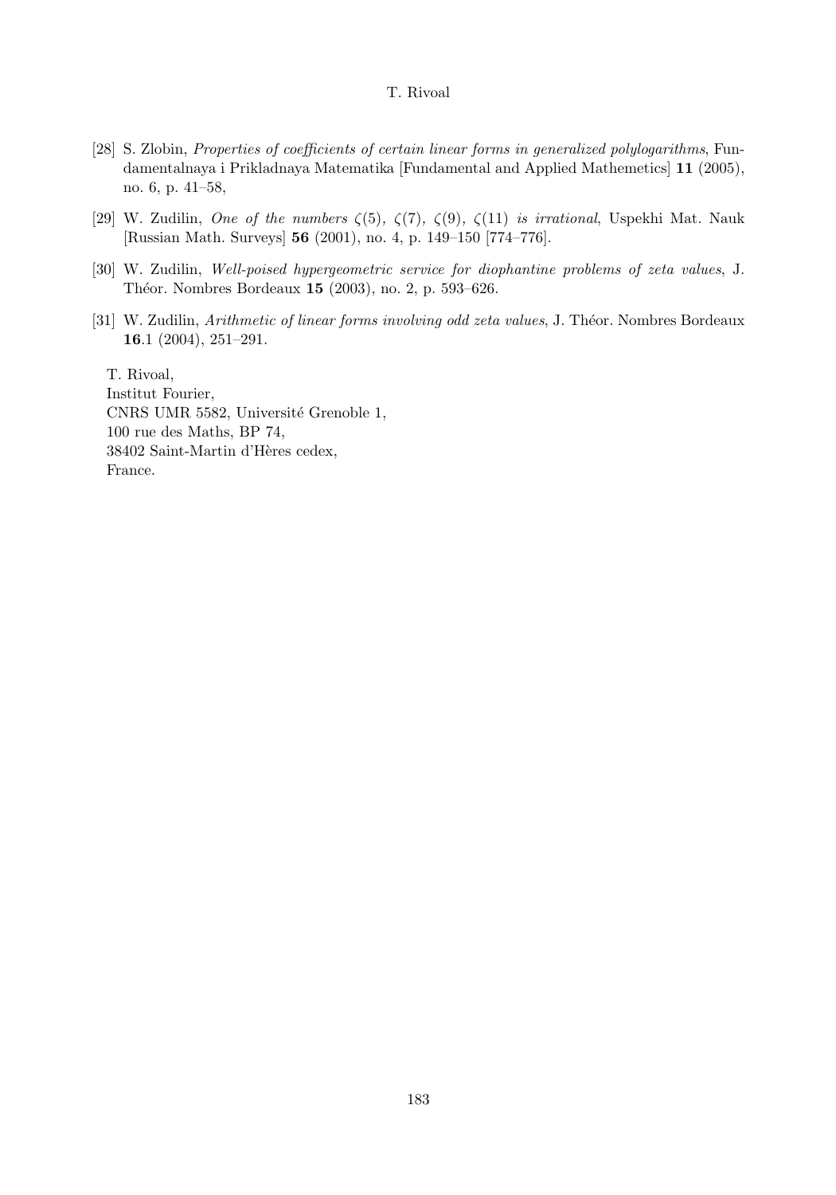[28] S. Zlobin, *Properties of coefficients of certain linear forms in generalized polylogarithms*, Fundamentalnaya i Prikladnaya Matematika [Fundamental and Applied Mathemetics] **11** (2005), no. 6, p. 41–58,

[29] W. Zudilin, *One of the numbers $\zeta(5)$, $\zeta(7)$, $\zeta(9)$, $\zeta(11)$ is irrational*, Uspekhi Mat. Nauk [Russian Math. Surveys] **56** (2001), no. 4, p. 149–150 [774–776].

[30] W. Zudilin, *Well-poised hypergeometric service for diophantine problems of zeta values*, J. Théor. Nombres Bordeaux **15** (2003), no. 2, p. 593–626.

[31] W. Zudilin, *Arithmetic of linear forms involving odd zeta values*, J. Théor. Nombres Bordeaux **16**.1 (2004), 251–291.

T. Rivoal,
Institut Fourier,
CNRS UMR 5582, Université Grenoble 1,
100 rue des Maths, BP 74,
38402 Saint-Martin d'Hères cedex,
France.